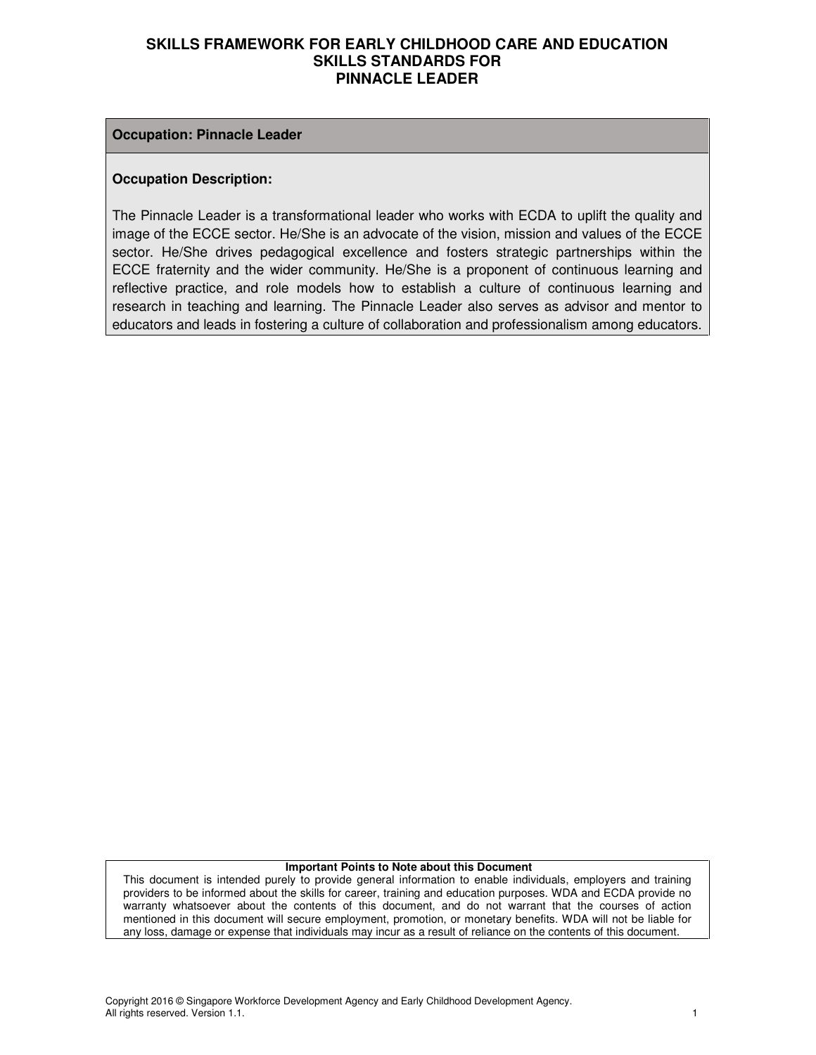# SKILLS FRAMEWORK FOR EARLY CHILDHOOD CARE AND EDUCATION
## SKILLS STANDARDS FOR
## PINNACLE LEADER

**Occupation: Pinnacle Leader**

**Occupation Description:**

The Pinnacle Leader is a transformational leader who works with ECDA to uplift the quality and image of the ECCE sector. He/She is an advocate of the vision, mission and values of the ECCE sector. He/She drives pedagogical excellence and fosters strategic partnerships within the ECCE fraternity and the wider community. He/She is a proponent of continuous learning and reflective practice, and role models how to establish a culture of continuous learning and research in teaching and learning. The Pinnacle Leader also serves as advisor and mentor to educators and leads in fostering a culture of collaboration and professionalism among educators.

**Important Points to Note about this Document**

This document is intended purely to provide general information to enable individuals, employers and training providers to be informed about the skills for career, training and education purposes. WDA and ECDA provide no warranty whatsoever about the contents of this document, and do not warrant that the courses of action mentioned in this document will secure employment, promotion, or monetary benefits. WDA will not be liable for any loss, damage or expense that individuals may incur as a result of reliance on the contents of this document.

Copyright 2016 © Singapore Workforce Development Agency and Early Childhood Development Agency. All rights reserved. Version 1.1.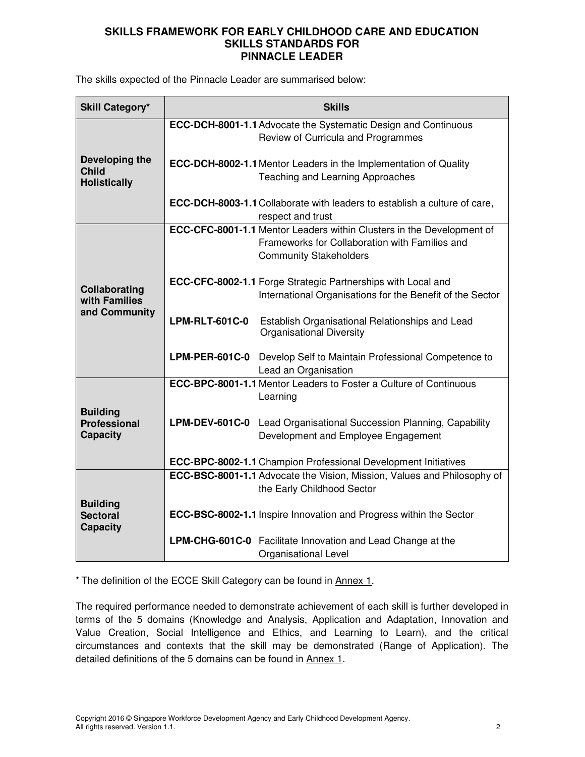# SKILLS FRAMEWORK FOR EARLY CHILDHOOD CARE AND EDUCATION
## SKILLS STANDARDS FOR
## PINNACLE LEADER

The skills expected of the Pinnacle Leader are summarised below:

| Skill Category* | Skills | |
|---|---|---|
| **Developing the Child Holistically** | **ECC-DCH-8001-1.1** | Advocate the Systematic Design and Continuous Review of Curricula and Programmes |
| | **ECC-DCH-8002-1.1** | Mentor Leaders in the Implementation of Quality Teaching and Learning Approaches |
| | **ECC-DCH-8003-1.1** | Collaborate with leaders to establish a culture of care, respect and trust |
| **Collaborating with Families and Community** | **ECC-CFC-8001-1.1** | Mentor Leaders within Clusters in the Development of Frameworks for Collaboration with Families and Community Stakeholders |
| | **ECC-CFC-8002-1.1** | Forge Strategic Partnerships with Local and International Organisations for the Benefit of the Sector |
| | **LPM-RLT-601C-0** | Establish Organisational Relationships and Lead Organisational Diversity |
| | **LPM-PER-601C-0** | Develop Self to Maintain Professional Competence to Lead an Organisation |
| **Building Professional Capacity** | **ECC-BPC-8001-1.1** | Mentor Leaders to Foster a Culture of Continuous Learning |
| | **LPM-DEV-601C-0** | Lead Organisational Succession Planning, Capability Development and Employee Engagement |
| | **ECC-BPC-8002-1.1** | Champion Professional Development Initiatives |
| **Building Sectoral Capacity** | **ECC-BSC-8001-1.1** | Advocate the Vision, Mission, Values and Philosophy of the Early Childhood Sector |
| | **ECC-BSC-8002-1.1** | Inspire Innovation and Progress within the Sector |
| | **LPM-CHG-601C-0** | Facilitate Innovation and Lead Change at the Organisational Level |

* The definition of the ECCE Skill Category can be found in Annex 1.

The required performance needed to demonstrate achievement of each skill is further developed in terms of the 5 domains (Knowledge and Analysis, Application and Adaptation, Innovation and Value Creation, Social Intelligence and Ethics, and Learning to Learn), and the critical circumstances and contexts that the skill may be demonstrated (Range of Application). The detailed definitions of the 5 domains can be found in Annex 1.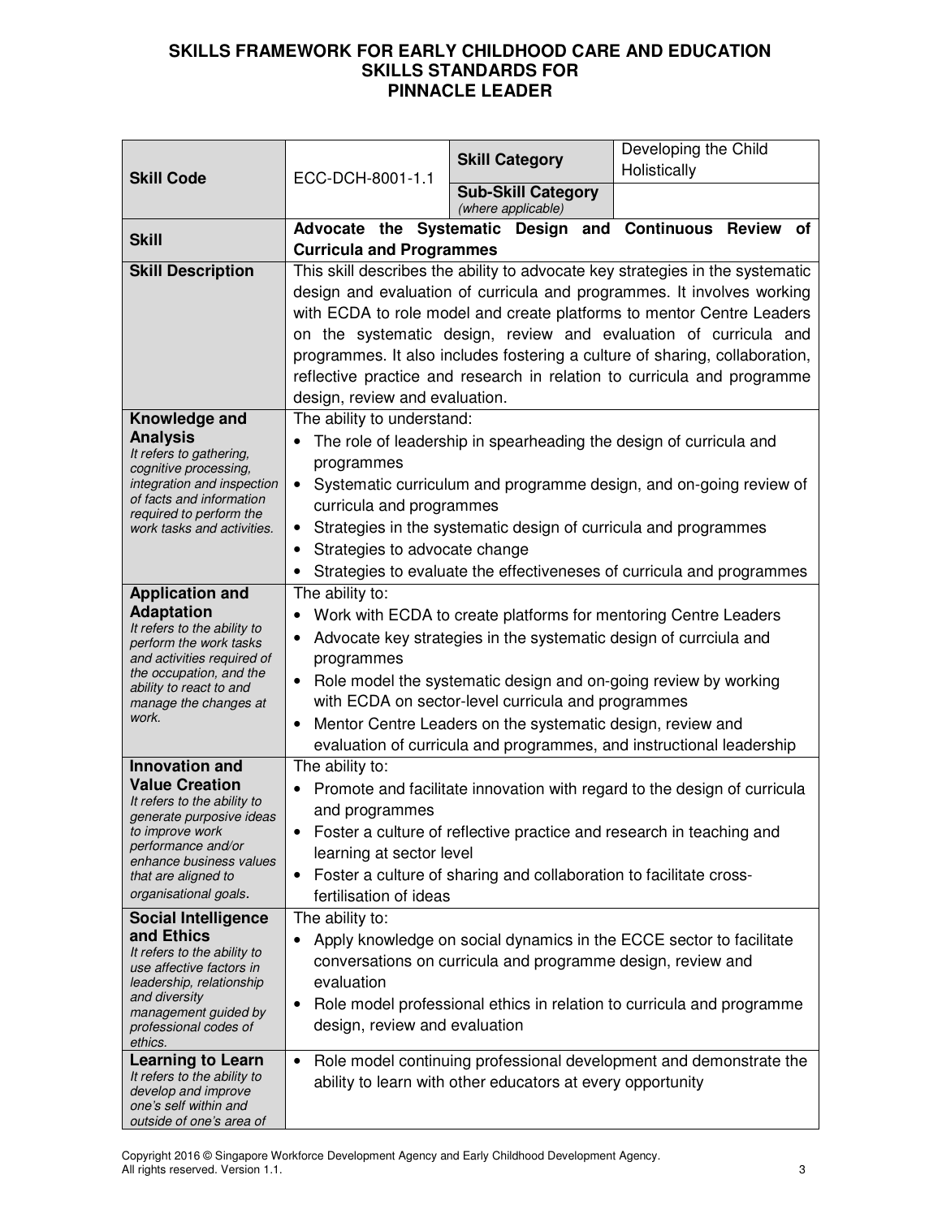# SKILLS FRAMEWORK FOR EARLY CHILDHOOD CARE AND EDUCATION
## SKILLS STANDARDS FOR
## PINNACLE LEADER

| **Skill Code** | ECC-DCH-8001-1.1 | **Skill Category** | Developing the Child Holistically |
|---|---|---|---|
| | | **Sub-Skill Category** *(where applicable)* | |
| **Skill** | **Advocate the Systematic Design and Continuous Review of Curricula and Programmes** | | |
| **Skill Description** | This skill describes the ability to advocate key strategies in the systematic design and evaluation of curricula and programmes. It involves working with ECDA to role model and create platforms to mentor Centre Leaders on the systematic design, review and evaluation of curricula and programmes. It also includes fostering a culture of sharing, collaboration, reflective practice and research in relation to curricula and programme design, review and evaluation. | | |
| **Knowledge and Analysis** *It refers to gathering, cognitive processing, integration and inspection of facts and information required to perform the work tasks and activities.* | The ability to understand:<br>• The role of leadership in spearheading the design of curricula and programmes<br>• Systematic curriculum and programme design, and on-going review of curricula and programmes<br>• Strategies in the systematic design of curricula and programmes<br>• Strategies to advocate change<br>• Strategies to evaluate the effectiveneses of curricula and programmes | | |
| **Application and Adaptation** *It refers to the ability to perform the work tasks and activities required of the occupation, and the ability to react to and manage the changes at work.* | The ability to:<br>• Work with ECDA to create platforms for mentoring Centre Leaders<br>• Advocate key strategies in the systematic design of currciula and programmes<br>• Role model the systematic design and on-going review by working with ECDA on sector-level curricula and programmes<br>• Mentor Centre Leaders on the systematic design, review and evaluation of curricula and programmes, and instructional leadership | | |
| **Innovation and Value Creation** *It refers to the ability to generate purposive ideas to improve work performance and/or enhance business values that are aligned to organisational goals.* | The ability to:<br>• Promote and facilitate innovation with regard to the design of curricula and programmes<br>• Foster a culture of reflective practice and research in teaching and learning at sector level<br>• Foster a culture of sharing and collaboration to facilitate cross-fertilisation of ideas | | |
| **Social Intelligence and Ethics** *It refers to the ability to use affective factors in leadership, relationship and diversity management guided by professional codes of ethics.* | The ability to:<br>• Apply knowledge on social dynamics in the ECCE sector to facilitate conversations on curricula and programme design, review and evaluation<br>• Role model professional ethics in relation to curricula and programme design, review and evaluation | | |
| **Learning to Learn** *It refers to the ability to develop and improve one's self within and outside of one's area of* | • Role model continuing professional development and demonstrate the ability to learn with other educators at every opportunity | | |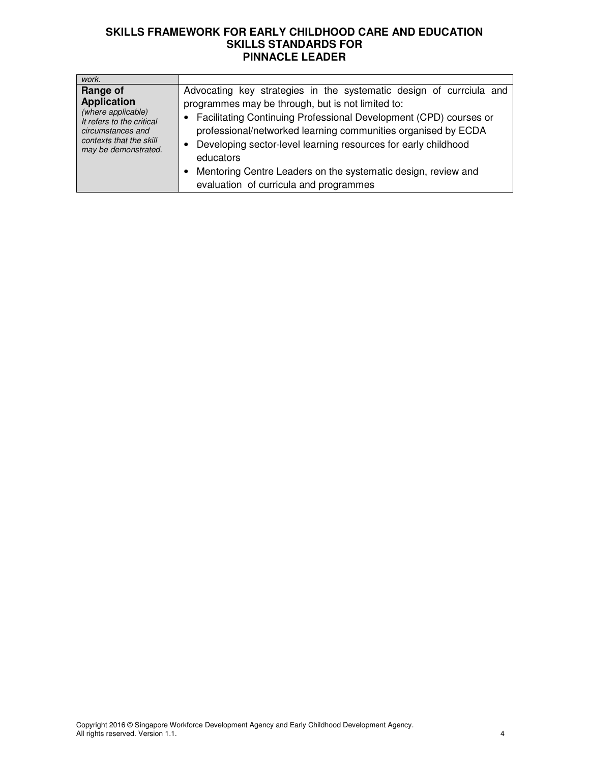| | |
|---|---|
| *work.* | |
| **Range of Application** *(where applicable) It refers to the critical circumstances and contexts that the skill may be demonstrated.* | Advocating key strategies in the systematic design of currciula and programmes may be through, but is not limited to:<br>• Facilitating Continuing Professional Development (CPD) courses or professional/networked learning communities organised by ECDA<br>• Developing sector-level learning resources for early childhood educators<br>• Mentoring Centre Leaders on the systematic design, review and evaluation of curricula and programmes |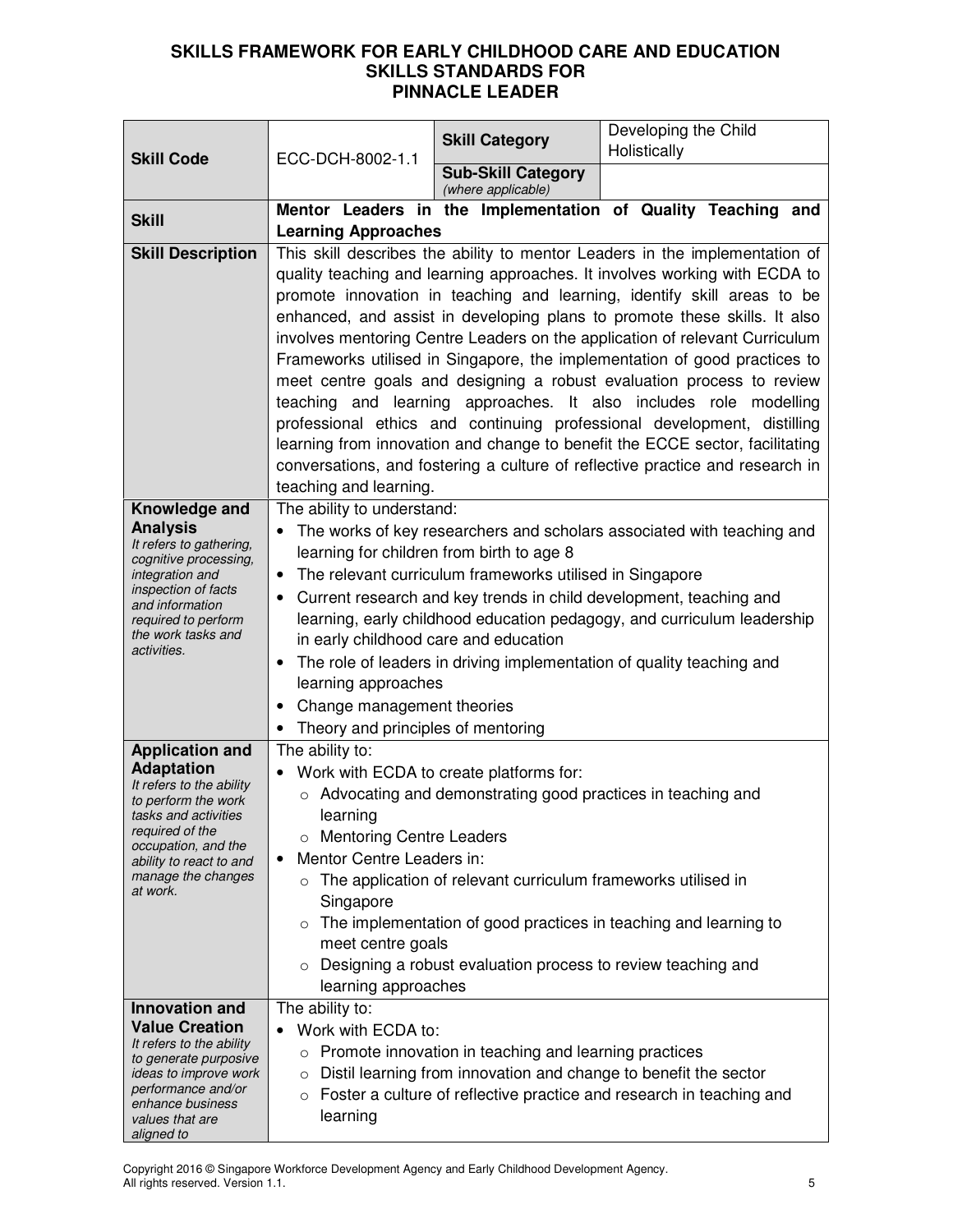# SKILLS FRAMEWORK FOR EARLY CHILDHOOD CARE AND EDUCATION
## SKILLS STANDARDS FOR
## PINNACLE LEADER

| **Skill Code** | ECC-DCH-8002-1.1 | **Skill Category** | Developing the Child Holistically |
|---|---|---|---|
| | | **Sub-Skill Category** *(where applicable)* | |
| **Skill** | **Mentor Leaders in the Implementation of Quality Teaching and Learning Approaches** | | |
| **Skill Description** | This skill describes the ability to mentor Leaders in the implementation of quality teaching and learning approaches. It involves working with ECDA to promote innovation in teaching and learning, identify skill areas to be enhanced, and assist in developing plans to promote these skills. It also involves mentoring Centre Leaders on the application of relevant Curriculum Frameworks utilised in Singapore, the implementation of good practices to meet centre goals and designing a robust evaluation process to review teaching and learning approaches. It also includes role modelling professional ethics and continuing professional development, distilling learning from innovation and change to benefit the ECCE sector, facilitating conversations, and fostering a culture of reflective practice and research in teaching and learning. | | |
| **Knowledge and Analysis** *It refers to gathering, cognitive processing, integration and inspection of facts and information required to perform the work tasks and activities.* | The ability to understand:<br>• The works of key researchers and scholars associated with teaching and learning for children from birth to age 8<br>• The relevant curriculum frameworks utilised in Singapore<br>• Current research and key trends in child development, teaching and learning, early childhood education pedagogy, and curriculum leadership in early childhood care and education<br>• The role of leaders in driving implementation of quality teaching and learning approaches<br>• Change management theories<br>• Theory and principles of mentoring | | |
| **Application and Adaptation** *It refers to the ability to perform the work tasks and activities required of the occupation, and the ability to react to and manage the changes at work.* | The ability to:<br>• Work with ECDA to create platforms for:<br>&nbsp;&nbsp;○ Advocating and demonstrating good practices in teaching and learning<br>&nbsp;&nbsp;○ Mentoring Centre Leaders<br>• Mentor Centre Leaders in:<br>&nbsp;&nbsp;○ The application of relevant curriculum frameworks utilised in Singapore<br>&nbsp;&nbsp;○ The implementation of good practices in teaching and learning to meet centre goals<br>&nbsp;&nbsp;○ Designing a robust evaluation process to review teaching and learning approaches | | |
| **Innovation and Value Creation** *It refers to the ability to generate purposive ideas to improve work performance and/or enhance business values that are aligned to* | The ability to:<br>• Work with ECDA to:<br>&nbsp;&nbsp;○ Promote innovation in teaching and learning practices<br>&nbsp;&nbsp;○ Distil learning from innovation and change to benefit the sector<br>&nbsp;&nbsp;○ Foster a culture of reflective practice and research in teaching and learning | | |

Copyright 2016 © Singapore Workforce Development Agency and Early Childhood Development Agency. All rights reserved. Version 1.1.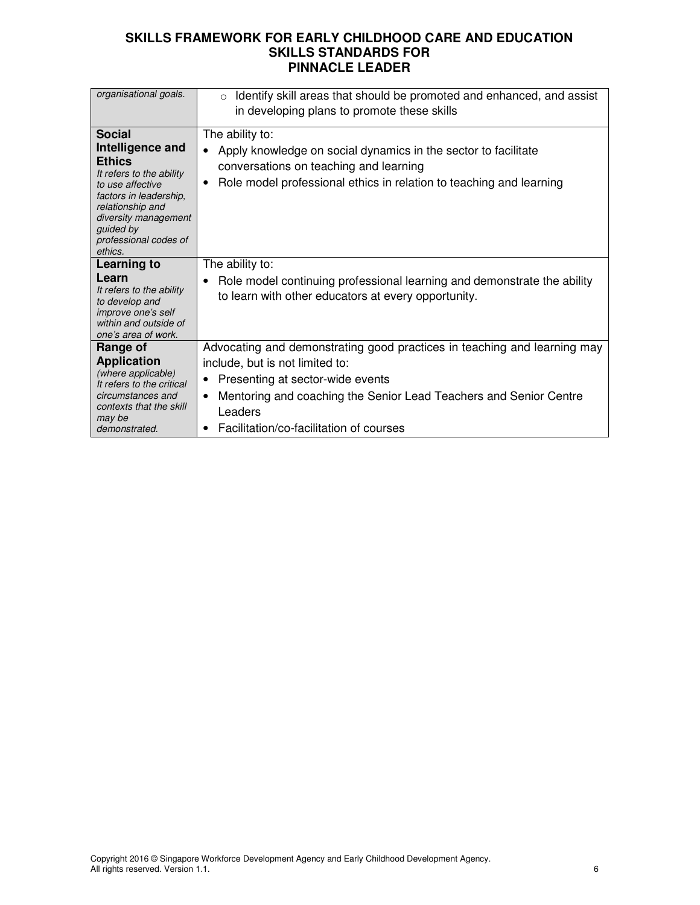| | |
|---|---|
| *organisational goals.* | ○ Identify skill areas that should be promoted and enhanced, and assist in developing plans to promote these skills |
| **Social Intelligence and Ethics**<br>*It refers to the ability to use affective factors in leadership, relationship and diversity management guided by professional codes of ethics.* | The ability to:<br>• Apply knowledge on social dynamics in the sector to facilitate conversations on teaching and learning<br>• Role model professional ethics in relation to teaching and learning |
| **Learning to Learn**<br>*It refers to the ability to develop and improve one's self within and outside of one's area of work.* | The ability to:<br>• Role model continuing professional learning and demonstrate the ability to learn with other educators at every opportunity. |
| **Range of Application**<br>*(where applicable)*<br>*It refers to the critical circumstances and contexts that the skill may be demonstrated.* | Advocating and demonstrating good practices in teaching and learning may include, but is not limited to:<br>• Presenting at sector-wide events<br>• Mentoring and coaching the Senior Lead Teachers and Senior Centre Leaders<br>• Facilitation/co-facilitation of courses |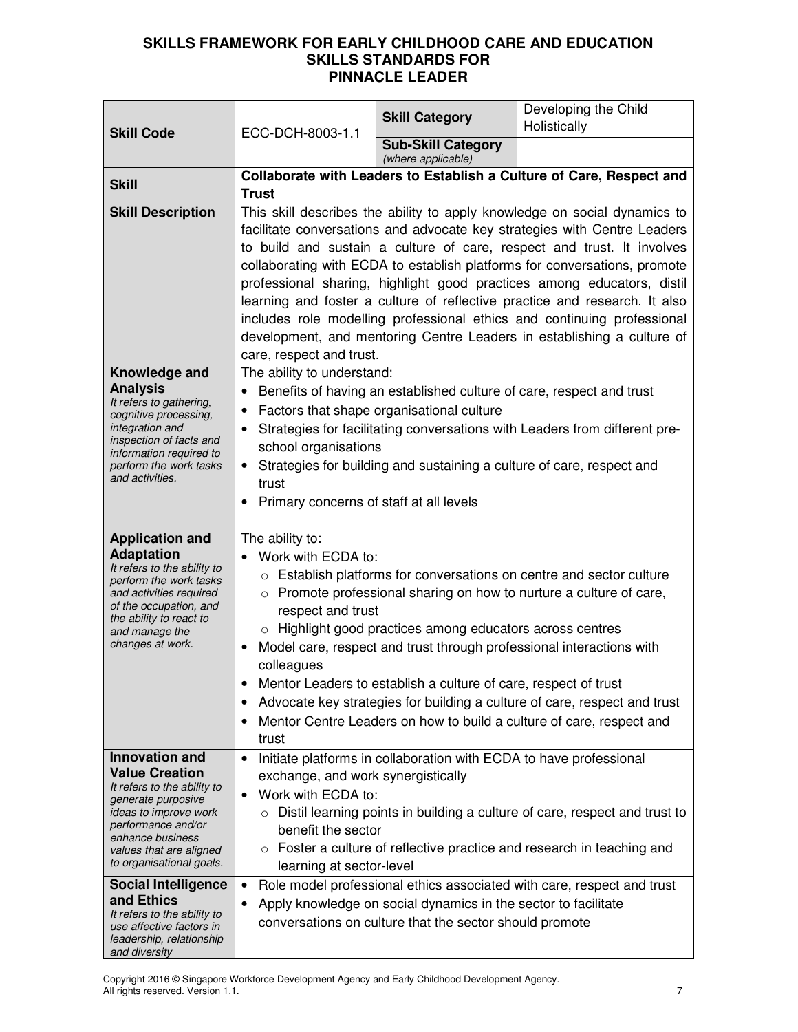# SKILLS FRAMEWORK FOR EARLY CHILDHOOD CARE AND EDUCATION
## SKILLS STANDARDS FOR
## PINNACLE LEADER

| | | | |
|---|---|---|---|
| **Skill Code** | ECC-DCH-8003-1.1 | **Skill Category** | Developing the Child Holistically |
| | | **Sub-Skill Category** *(where applicable)* | |
| **Skill** | **Collaborate with Leaders to Establish a Culture of Care, Respect and Trust** | | |
| **Skill Description** | This skill describes the ability to apply knowledge on social dynamics to facilitate conversations and advocate key strategies with Centre Leaders to build and sustain a culture of care, respect and trust. It involves collaborating with ECDA to establish platforms for conversations, promote professional sharing, highlight good practices among educators, distil learning and foster a culture of reflective practice and research. It also includes role modelling professional ethics and continuing professional development, and mentoring Centre Leaders in establishing a culture of care, respect and trust. | | |
| **Knowledge and Analysis** *It refers to gathering, cognitive processing, integration and inspection of facts and information required to perform the work tasks and activities.* | The ability to understand:<br>• Benefits of having an established culture of care, respect and trust<br>• Factors that shape organisational culture<br>• Strategies for facilitating conversations with Leaders from different pre-school organisations<br>• Strategies for building and sustaining a culture of care, respect and trust<br>• Primary concerns of staff at all levels | | |
| **Application and Adaptation** *It refers to the ability to perform the work tasks and activities required of the occupation, and the ability to react to and manage the changes at work.* | The ability to:<br>• Work with ECDA to:<br>&nbsp;&nbsp;○ Establish platforms for conversations on centre and sector culture<br>&nbsp;&nbsp;○ Promote professional sharing on how to nurture a culture of care, respect and trust<br>&nbsp;&nbsp;○ Highlight good practices among educators across centres<br>• Model care, respect and trust through professional interactions with colleagues<br>• Mentor Leaders to establish a culture of care, respect of trust<br>• Advocate key strategies for building a culture of care, respect and trust<br>• Mentor Centre Leaders on how to build a culture of care, respect and trust | | |
| **Innovation and Value Creation** *It refers to the ability to generate purposive ideas to improve work performance and/or enhance business values that are aligned to organisational goals.* | • Initiate platforms in collaboration with ECDA to have professional exchange, and work synergistically<br>• Work with ECDA to:<br>&nbsp;&nbsp;○ Distil learning points in building a culture of care, respect and trust to benefit the sector<br>&nbsp;&nbsp;○ Foster a culture of reflective practice and research in teaching and learning at sector-level | | |
| **Social Intelligence and Ethics** *It refers to the ability to use affective factors in leadership, relationship and diversity* | • Role model professional ethics associated with care, respect and trust<br>• Apply knowledge on social dynamics in the sector to facilitate conversations on culture that the sector should promote | | |

Copyright 2016 © Singapore Workforce Development Agency and Early Childhood Development Agency. All rights reserved. Version 1.1.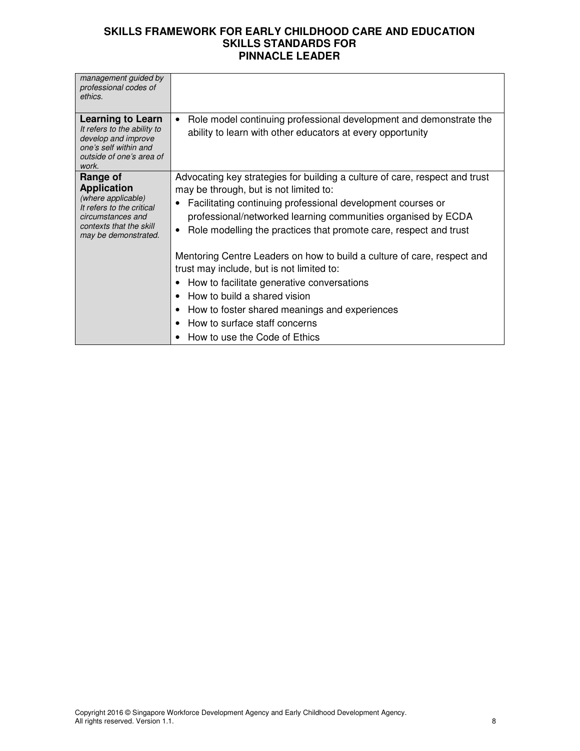| | |
|---|---|
| *management guided by professional codes of ethics.* | |
| **Learning to Learn**<br>*It refers to the ability to develop and improve one's self within and outside of one's area of work.* | • Role model continuing professional development and demonstrate the ability to learn with other educators at every opportunity |
| **Range of Application**<br>*(where applicable)*<br>*It refers to the critical circumstances and contexts that the skill may be demonstrated.* | Advocating key strategies for building a culture of care, respect and trust may be through, but is not limited to:<br>• Facilitating continuing professional development courses or professional/networked learning communities organised by ECDA<br>• Role modelling the practices that promote care, respect and trust<br><br>Mentoring Centre Leaders on how to build a culture of care, respect and trust may include, but is not limited to:<br>• How to facilitate generative conversations<br>• How to build a shared vision<br>• How to foster shared meanings and experiences<br>• How to surface staff concerns<br>• How to use the Code of Ethics |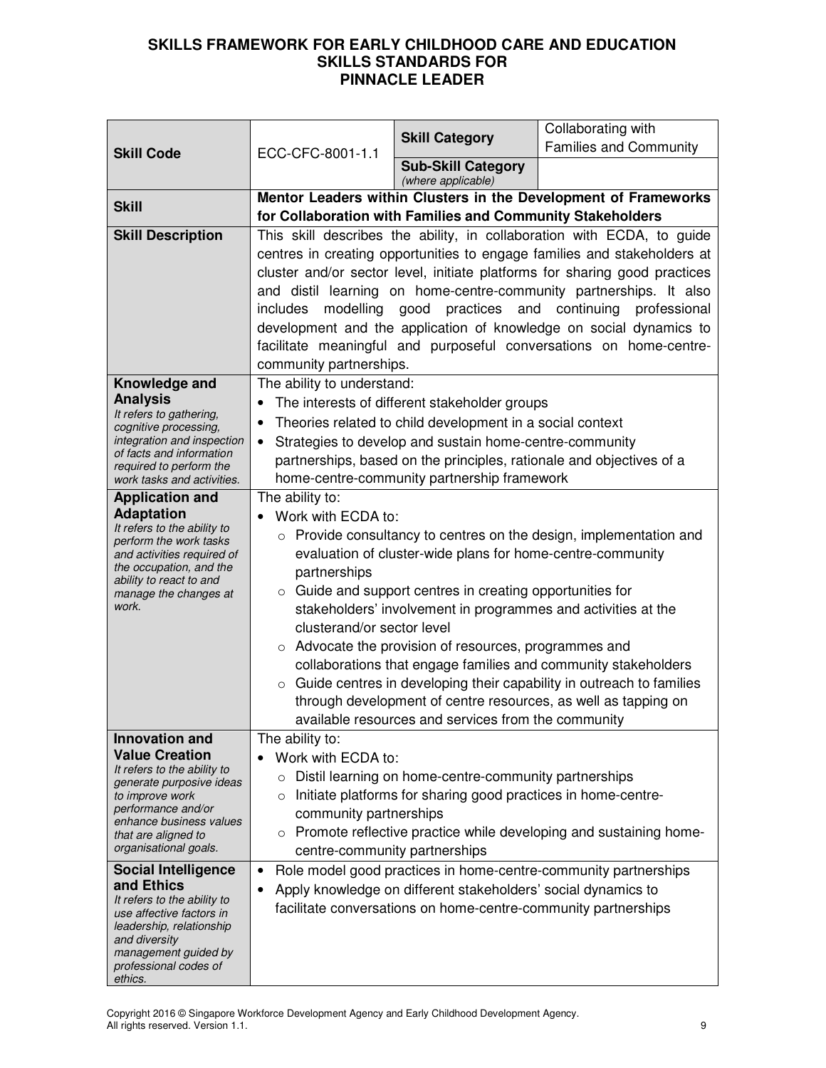# SKILLS FRAMEWORK FOR EARLY CHILDHOOD CARE AND EDUCATION
## SKILLS STANDARDS FOR
## PINNACLE LEADER

| **Skill Code** | ECC-CFC-8001-1.1 | **Skill Category** | Collaborating with Families and Community |
|---|---|---|---|
| | | **Sub-Skill Category** *(where applicable)* | |
| **Skill** | **Mentor Leaders within Clusters in the Development of Frameworks for Collaboration with Families and Community Stakeholders** | | |
| **Skill Description** | This skill describes the ability, in collaboration with ECDA, to guide centres in creating opportunities to engage families and stakeholders at cluster and/or sector level, initiate platforms for sharing good practices and distil learning on home-centre-community partnerships. It also includes modelling good practices and continuing professional development and the application of knowledge on social dynamics to facilitate meaningful and purposeful conversations on home-centre-community partnerships. | | |
| **Knowledge and Analysis** *It refers to gathering, cognitive processing, integration and inspection of facts and information required to perform the work tasks and activities.* | The ability to understand:<br>• The interests of different stakeholder groups<br>• Theories related to child development in a social context<br>• Strategies to develop and sustain home-centre-community partnerships, based on the principles, rationale and objectives of a home-centre-community partnership framework | | |
| **Application and Adaptation** *It refers to the ability to perform the work tasks and activities required of the occupation, and the ability to react to and manage the changes at work.* | The ability to:<br>• Work with ECDA to:<br>○ Provide consultancy to centres on the design, implementation and evaluation of cluster-wide plans for home-centre-community partnerships<br>○ Guide and support centres in creating opportunities for stakeholders' involvement in programmes and activities at the clusterand/or sector level<br>○ Advocate the provision of resources, programmes and collaborations that engage families and community stakeholders<br>○ Guide centres in developing their capability in outreach to families through development of centre resources, as well as tapping on available resources and services from the community | | |
| **Innovation and Value Creation** *It refers to the ability to generate purposive ideas to improve work performance and/or enhance business values that are aligned to organisational goals.* | The ability to:<br>• Work with ECDA to:<br>○ Distil learning on home-centre-community partnerships<br>○ Initiate platforms for sharing good practices in home-centre-community partnerships<br>○ Promote reflective practice while developing and sustaining home-centre-community partnerships | | |
| **Social Intelligence and Ethics** *It refers to the ability to use affective factors in leadership, relationship and diversity management guided by professional codes of ethics.* | • Role model good practices in home-centre-community partnerships<br>• Apply knowledge on different stakeholders' social dynamics to facilitate conversations on home-centre-community partnerships | | |

Copyright 2016 © Singapore Workforce Development Agency and Early Childhood Development Agency. All rights reserved. Version 1.1.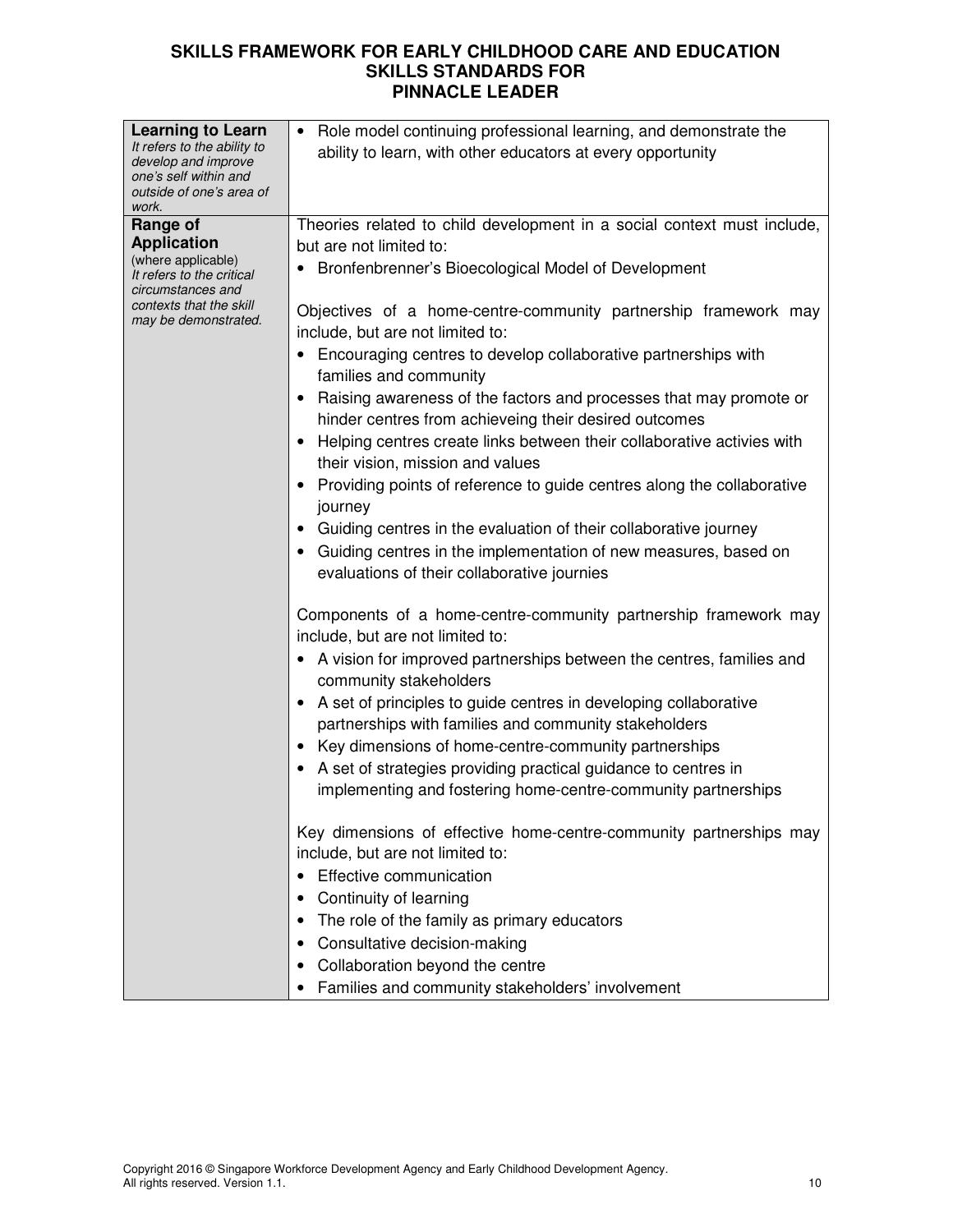| | |
|---|---|
| **Learning to Learn**<br>*It refers to the ability to develop and improve one's self within and outside of one's area of work.* | • Role model continuing professional learning, and demonstrate the ability to learn, with other educators at every opportunity |
| **Range of Application**<br>(where applicable)<br>*It refers to the critical circumstances and contexts that the skill may be demonstrated.* | Theories related to child development in a social context must include, but are not limited to:<br>• Bronfenbrenner's Bioecological Model of Development<br><br>Objectives of a home-centre-community partnership framework may include, but are not limited to:<br>• Encouraging centres to develop collaborative partnerships with families and community<br>• Raising awareness of the factors and processes that may promote or hinder centres from achieveing their desired outcomes<br>• Helping centres create links between their collaborative activies with their vision, mission and values<br>• Providing points of reference to guide centres along the collaborative journey<br>• Guiding centres in the evaluation of their collaborative journey<br>• Guiding centres in the implementation of new measures, based on evaluations of their collaborative journies<br><br>Components of a home-centre-community partnership framework may include, but are not limited to:<br>• A vision for improved partnerships between the centres, families and community stakeholders<br>• A set of principles to guide centres in developing collaborative partnerships with families and community stakeholders<br>• Key dimensions of home-centre-community partnerships<br>• A set of strategies providing practical guidance to centres in implementing and fostering home-centre-community partnerships<br><br>Key dimensions of effective home-centre-community partnerships may include, but are not limited to:<br>• Effective communication<br>• Continuity of learning<br>• The role of the family as primary educators<br>• Consultative decision-making<br>• Collaboration beyond the centre<br>• Families and community stakeholders' involvement |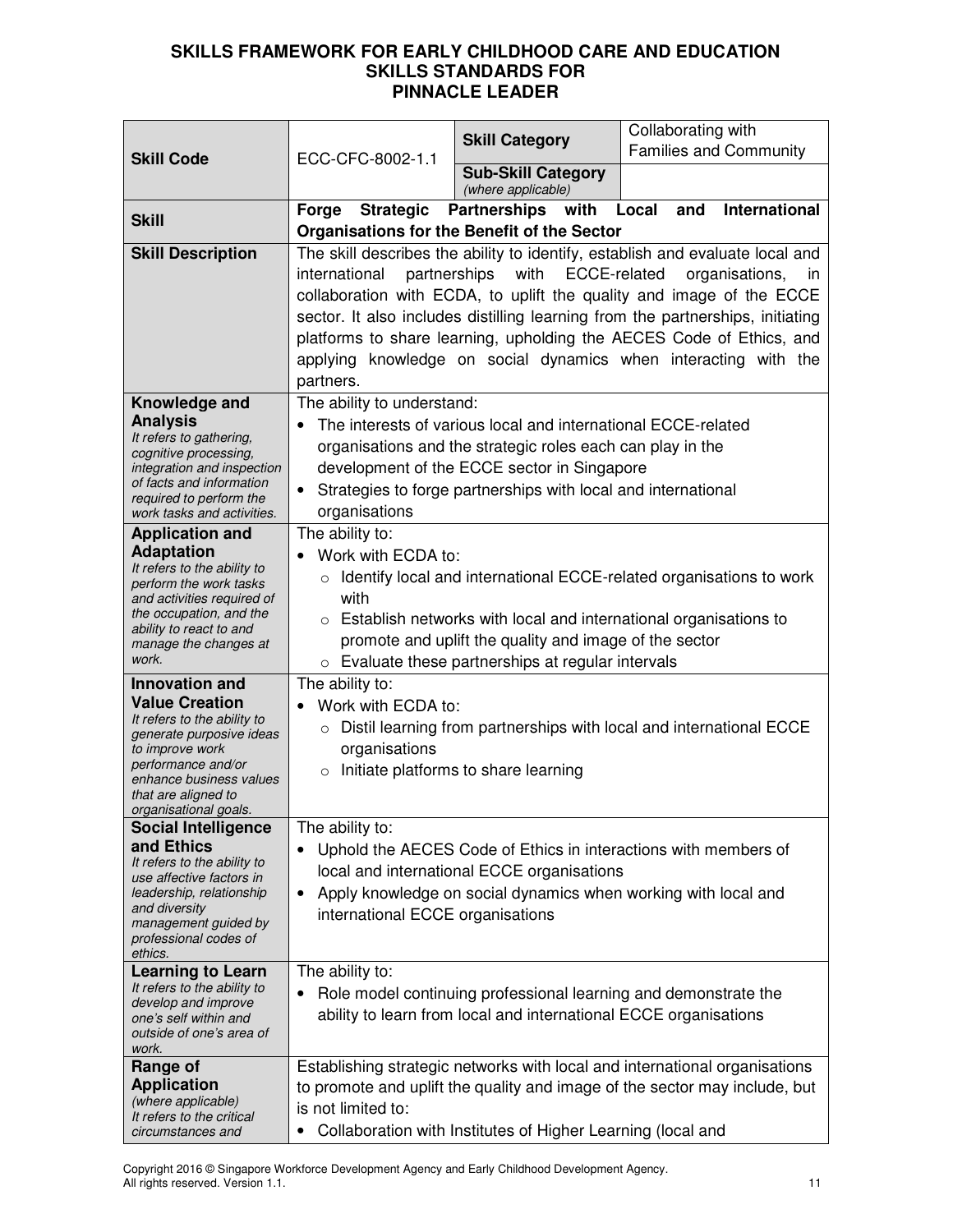# SKILLS FRAMEWORK FOR EARLY CHILDHOOD CARE AND EDUCATION
## SKILLS STANDARDS FOR
## PINNACLE LEADER

| **Skill Code** | ECC-CFC-8002-1.1 | **Skill Category** | Collaborating with Families and Community |
|---|---|---|---|
| | | **Sub-Skill Category** *(where applicable)* | |
| **Skill** | **Forge Strategic Partnerships with Local and International Organisations for the Benefit of the Sector** | | |
| **Skill Description** | The skill describes the ability to identify, establish and evaluate local and international partnerships with ECCE-related organisations, in collaboration with ECDA, to uplift the quality and image of the ECCE sector. It also includes distilling learning from the partnerships, initiating platforms to share learning, upholding the AECES Code of Ethics, and applying knowledge on social dynamics when interacting with the partners. | | |
| **Knowledge and Analysis** *It refers to gathering, cognitive processing, integration and inspection of facts and information required to perform the work tasks and activities.* | The ability to understand: <br>• The interests of various local and international ECCE-related organisations and the strategic roles each can play in the development of the ECCE sector in Singapore <br>• Strategies to forge partnerships with local and international organisations | | |
| **Application and Adaptation** *It refers to the ability to perform the work tasks and activities required of the occupation, and the ability to react to and manage the changes at work.* | The ability to: <br>• Work with ECDA to: <br>○ Identify local and international ECCE-related organisations to work with <br>○ Establish networks with local and international organisations to promote and uplift the quality and image of the sector <br>○ Evaluate these partnerships at regular intervals | | |
| **Innovation and Value Creation** *It refers to the ability to generate purposive ideas to improve work performance and/or enhance business values that are aligned to organisational goals.* | The ability to: <br>• Work with ECDA to: <br>○ Distil learning from partnerships with local and international ECCE organisations <br>○ Initiate platforms to share learning | | |
| **Social Intelligence and Ethics** *It refers to the ability to use affective factors in leadership, relationship and diversity management guided by professional codes of ethics.* | The ability to: <br>• Uphold the AECES Code of Ethics in interactions with members of local and international ECCE organisations <br>• Apply knowledge on social dynamics when working with local and international ECCE organisations | | |
| **Learning to Learn** *It refers to the ability to develop and improve one's self within and outside of one's area of work.* | The ability to: <br>• Role model continuing professional learning and demonstrate the ability to learn from local and international ECCE organisations | | |
| **Range of Application** *(where applicable) It refers to the critical circumstances and* | Establishing strategic networks with local and international organisations to promote and uplift the quality and image of the sector may include, but is not limited to: <br>• Collaboration with Institutes of Higher Learning (local and | | |

Copyright 2016 © Singapore Workforce Development Agency and Early Childhood Development Agency. All rights reserved. Version 1.1.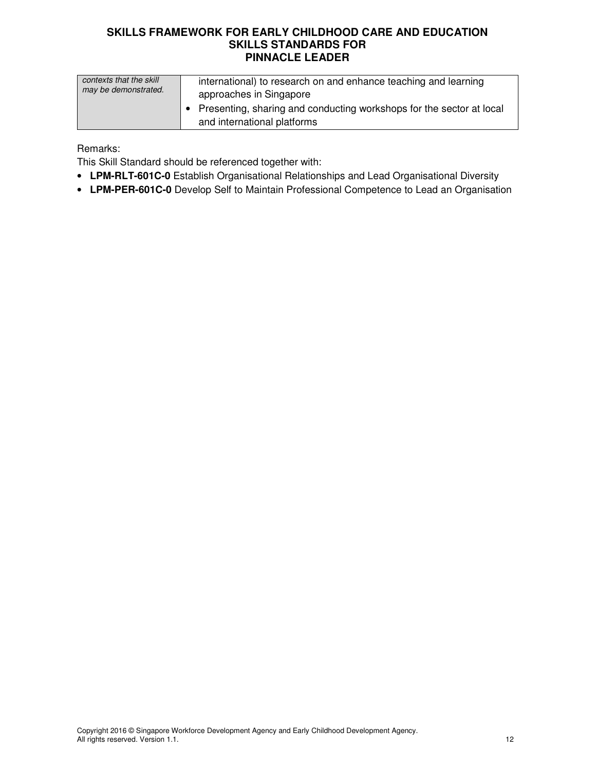| | |
|---|---|
| *contexts that the skill may be demonstrated.* | international) to research on and enhance teaching and learning approaches in Singapore<br>• Presenting, sharing and conducting workshops for the sector at local and international platforms |

Remarks:

This Skill Standard should be referenced together with:

- **LPM-RLT-601C-0** Establish Organisational Relationships and Lead Organisational Diversity
- **LPM-PER-601C-0** Develop Self to Maintain Professional Competence to Lead an Organisation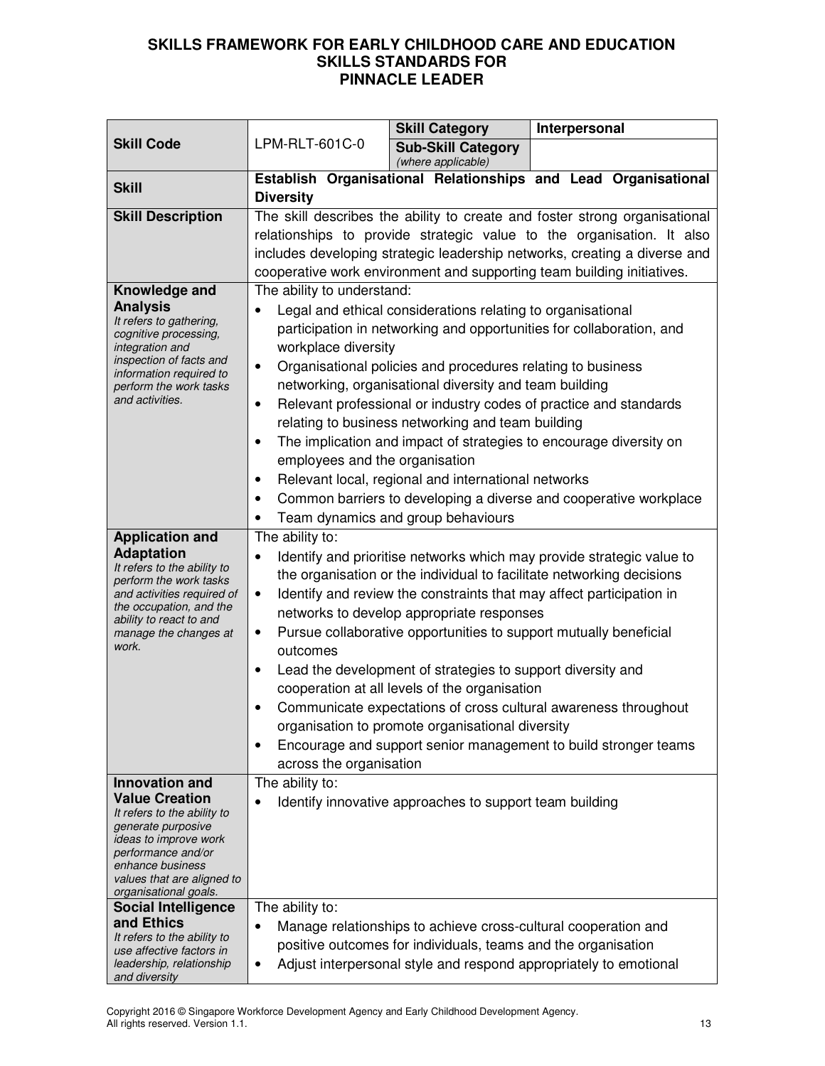# SKILLS FRAMEWORK FOR EARLY CHILDHOOD CARE AND EDUCATION
## SKILLS STANDARDS FOR
## PINNACLE LEADER

| | | | |
|---|---|---|---|
| **Skill Code** | LPM-RLT-601C-0 | **Skill Category** | **Interpersonal** |
| | | **Sub-Skill Category** *(where applicable)* | |
| **Skill** | **Establish Organisational Relationships and Lead Organisational Diversity** | | |
| **Skill Description** | The skill describes the ability to create and foster strong organisational relationships to provide strategic value to the organisation. It also includes developing strategic leadership networks, creating a diverse and cooperative work environment and supporting team building initiatives. | | |
| **Knowledge and Analysis** *It refers to gathering, cognitive processing, integration and inspection of facts and information required to perform the work tasks and activities.* | The ability to understand: <br>• Legal and ethical considerations relating to organisational participation in networking and opportunities for collaboration, and workplace diversity <br>• Organisational policies and procedures relating to business networking, organisational diversity and team building <br>• Relevant professional or industry codes of practice and standards relating to business networking and team building <br>• The implication and impact of strategies to encourage diversity on employees and the organisation <br>• Relevant local, regional and international networks <br>• Common barriers to developing a diverse and cooperative workplace <br>• Team dynamics and group behaviours | | |
| **Application and Adaptation** *It refers to the ability to perform the work tasks and activities required of the occupation, and the ability to react to and manage the changes at work.* | The ability to: <br>• Identify and prioritise networks which may provide strategic value to the organisation or the individual to facilitate networking decisions <br>• Identify and review the constraints that may affect participation in networks to develop appropriate responses <br>• Pursue collaborative opportunities to support mutually beneficial outcomes <br>• Lead the development of strategies to support diversity and cooperation at all levels of the organisation <br>• Communicate expectations of cross cultural awareness throughout organisation to promote organisational diversity <br>• Encourage and support senior management to build stronger teams across the organisation | | |
| **Innovation and Value Creation** *It refers to the ability to generate purposive ideas to improve work performance and/or enhance business values that are aligned to organisational goals.* | The ability to: <br>• Identify innovative approaches to support team building | | |
| **Social Intelligence and Ethics** *It refers to the ability to use affective factors in leadership, relationship and diversity* | The ability to: <br>• Manage relationships to achieve cross-cultural cooperation and positive outcomes for individuals, teams and the organisation <br>• Adjust interpersonal style and respond appropriately to emotional | | |

Copyright 2016 © Singapore Workforce Development Agency and Early Childhood Development Agency. All rights reserved. Version 1.1.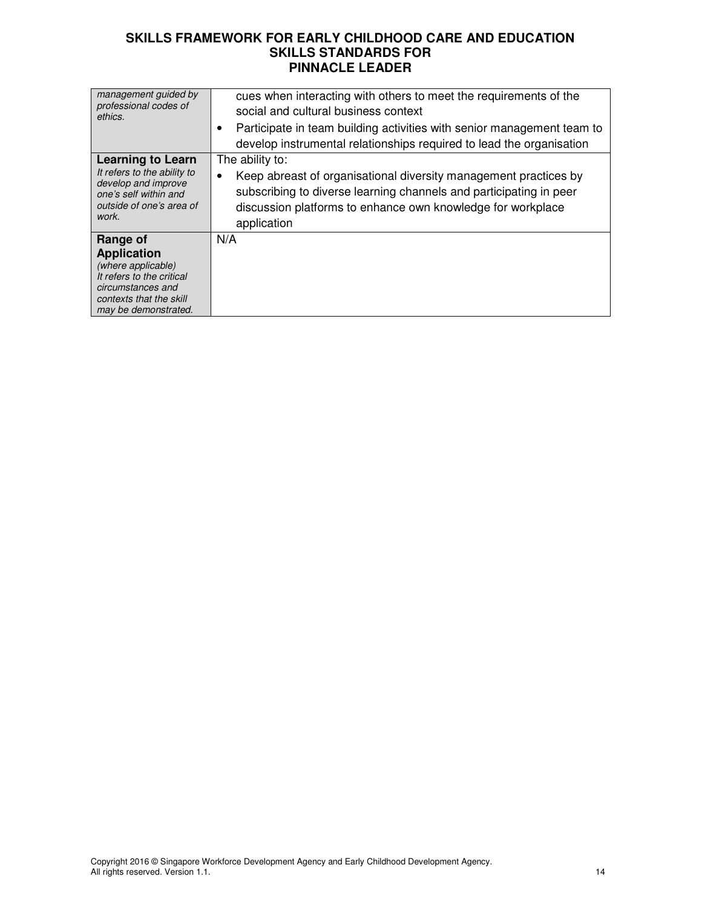| | |
|---|---|
| *management guided by professional codes of ethics.* | cues when interacting with others to meet the requirements of the social and cultural business context<br>• Participate in team building activities with senior management team to develop instrumental relationships required to lead the organisation |
| **Learning to Learn**<br>*It refers to the ability to develop and improve one's self within and outside of one's area of work.* | The ability to:<br>• Keep abreast of organisational diversity management practices by subscribing to diverse learning channels and participating in peer discussion platforms to enhance own knowledge for workplace application |
| **Range of Application**<br>*(where applicable)*<br>*It refers to the critical circumstances and contexts that the skill may be demonstrated.* | N/A |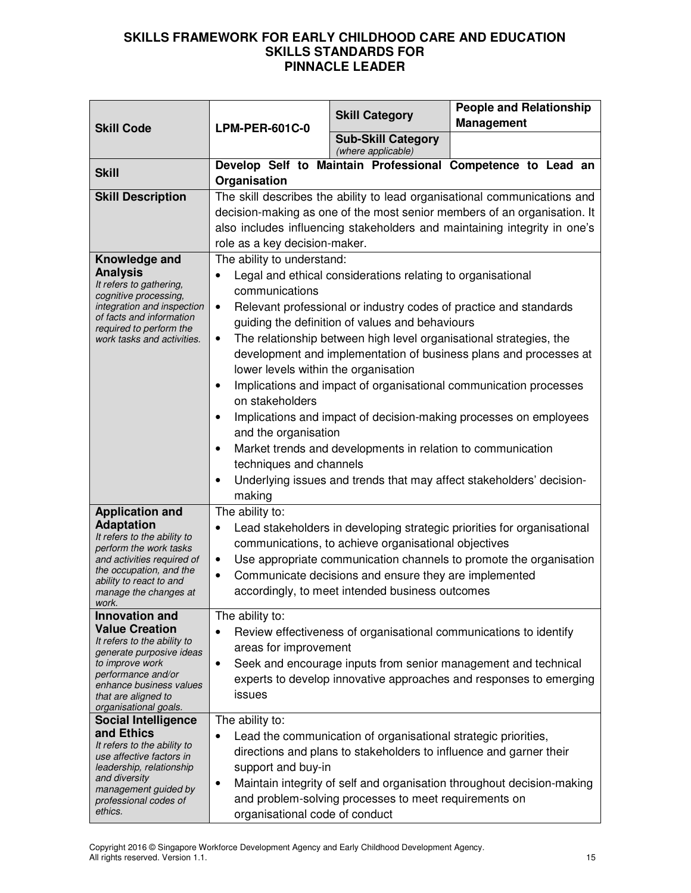# SKILLS FRAMEWORK FOR EARLY CHILDHOOD CARE AND EDUCATION
## SKILLS STANDARDS FOR
## PINNACLE LEADER

| **Skill Code** | **LPM-PER-601C-0** | **Skill Category** | **People and Relationship Management** |
|---|---|---|---|
| | | **Sub-Skill Category** *(where applicable)* | |
| **Skill** | **Develop Self to Maintain Professional Competence to Lead an Organisation** | | |
| **Skill Description** | The skill describes the ability to lead organisational communications and decision-making as one of the most senior members of an organisation. It also includes influencing stakeholders and maintaining integrity in one's role as a key decision-maker. | | |
| **Knowledge and Analysis** *It refers to gathering, cognitive processing, integration and inspection of facts and information required to perform the work tasks and activities.* | The ability to understand:<br>• Legal and ethical considerations relating to organisational communications<br>• Relevant professional or industry codes of practice and standards guiding the definition of values and behaviours<br>• The relationship between high level organisational strategies, the development and implementation of business plans and processes at lower levels within the organisation<br>• Implications and impact of organisational communication processes on stakeholders<br>• Implications and impact of decision-making processes on employees and the organisation<br>• Market trends and developments in relation to communication techniques and channels<br>• Underlying issues and trends that may affect stakeholders' decision-making | | |
| **Application and Adaptation** *It refers to the ability to perform the work tasks and activities required of the occupation, and the ability to react to and manage the changes at work.* | The ability to:<br>• Lead stakeholders in developing strategic priorities for organisational communications, to achieve organisational objectives<br>• Use appropriate communication channels to promote the organisation<br>• Communicate decisions and ensure they are implemented accordingly, to meet intended business outcomes | | |
| **Innovation and Value Creation** *It refers to the ability to generate purposive ideas to improve work performance and/or enhance business values that are aligned to organisational goals.* | The ability to:<br>• Review effectiveness of organisational communications to identify areas for improvement<br>• Seek and encourage inputs from senior management and technical experts to develop innovative approaches and responses to emerging issues | | |
| **Social Intelligence and Ethics** *It refers to the ability to use affective factors in leadership, relationship and diversity management guided by professional codes of ethics.* | The ability to:<br>• Lead the communication of organisational strategic priorities, directions and plans to stakeholders to influence and garner their support and buy-in<br>• Maintain integrity of self and organisation throughout decision-making and problem-solving processes to meet requirements on organisational code of conduct | | |

Copyright 2016 © Singapore Workforce Development Agency and Early Childhood Development Agency. All rights reserved. Version 1.1.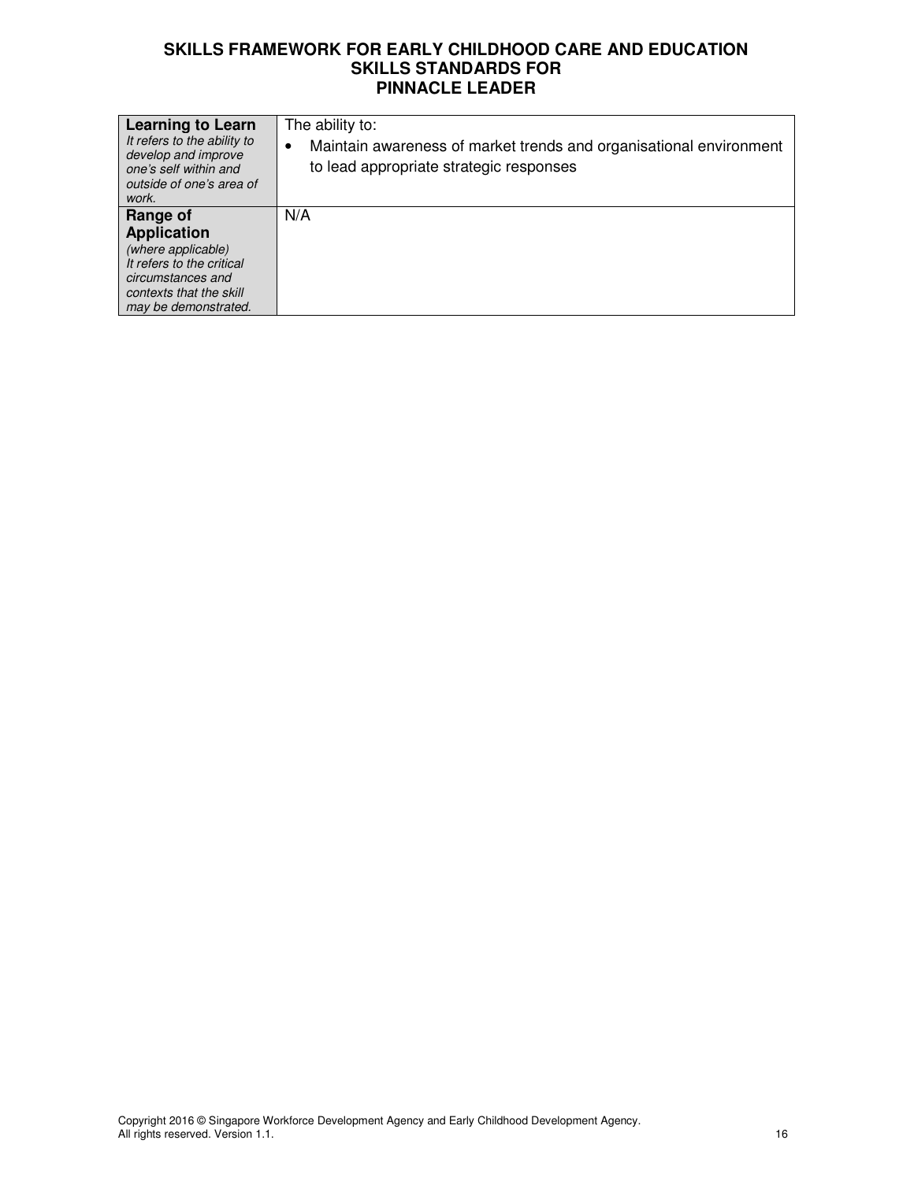| | |
|---|---|
| **Learning to Learn**<br>*It refers to the ability to develop and improve one's self within and outside of one's area of work.* | The ability to:<br>• Maintain awareness of market trends and organisational environment to lead appropriate strategic responses |
| **Range of Application**<br>*(where applicable)*<br>*It refers to the critical circumstances and contexts that the skill may be demonstrated.* | N/A |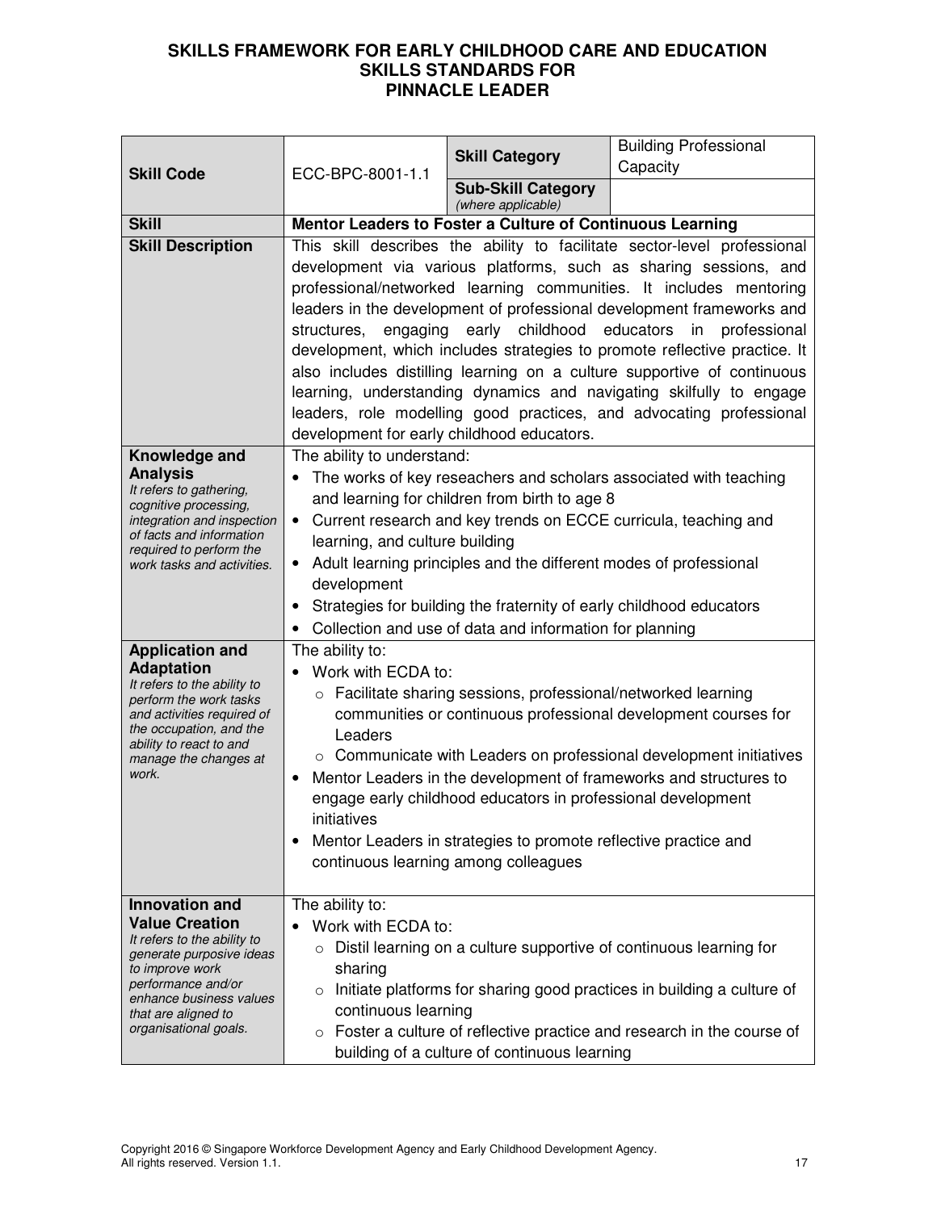**SKILLS FRAMEWORK FOR EARLY CHILDHOOD CARE AND EDUCATION**
**SKILLS STANDARDS FOR**
**PINNACLE LEADER**

| **Skill Code** | ECC-BPC-8001-1.1 | **Skill Category** | Building Professional Capacity |
|---|---|---|---|
| | | **Sub-Skill Category** *(where applicable)* | |
| **Skill** | **Mentor Leaders to Foster a Culture of Continuous Learning** | | |
| **Skill Description** | This skill describes the ability to facilitate sector-level professional development via various platforms, such as sharing sessions, and professional/networked learning communities. It includes mentoring leaders in the development of professional development frameworks and structures, engaging early childhood educators in professional development, which includes strategies to promote reflective practice. It also includes distilling learning on a culture supportive of continuous learning, understanding dynamics and navigating skilfully to engage leaders, role modelling good practices, and advocating professional development for early childhood educators. | | |
| **Knowledge and Analysis** *It refers to gathering, cognitive processing, integration and inspection of facts and information required to perform the work tasks and activities.* | The ability to understand:<br>• The works of key reseachers and scholars associated with teaching and learning for children from birth to age 8<br>• Current research and key trends on ECCE curricula, teaching and learning, and culture building<br>• Adult learning principles and the different modes of professional development<br>• Strategies for building the fraternity of early childhood educators<br>• Collection and use of data and information for planning | | |
| **Application and Adaptation** *It refers to the ability to perform the work tasks and activities required of the occupation, and the ability to react to and manage the changes at work.* | The ability to:<br>• Work with ECDA to:<br>&nbsp;&nbsp;○ Facilitate sharing sessions, professional/networked learning communities or continuous professional development courses for Leaders<br>&nbsp;&nbsp;○ Communicate with Leaders on professional development initiatives<br>• Mentor Leaders in the development of frameworks and structures to engage early childhood educators in professional development initiatives<br>• Mentor Leaders in strategies to promote reflective practice and continuous learning among colleagues | | |
| **Innovation and Value Creation** *It refers to the ability to generate purposive ideas to improve work performance and/or enhance business values that are aligned to organisational goals.* | The ability to:<br>• Work with ECDA to:<br>&nbsp;&nbsp;○ Distil learning on a culture supportive of continuous learning for sharing<br>&nbsp;&nbsp;○ Initiate platforms for sharing good practices in building a culture of continuous learning<br>&nbsp;&nbsp;○ Foster a culture of reflective practice and research in the course of building of a culture of continuous learning | | |

Copyright 2016 © Singapore Workforce Development Agency and Early Childhood Development Agency. All rights reserved. Version 1.1.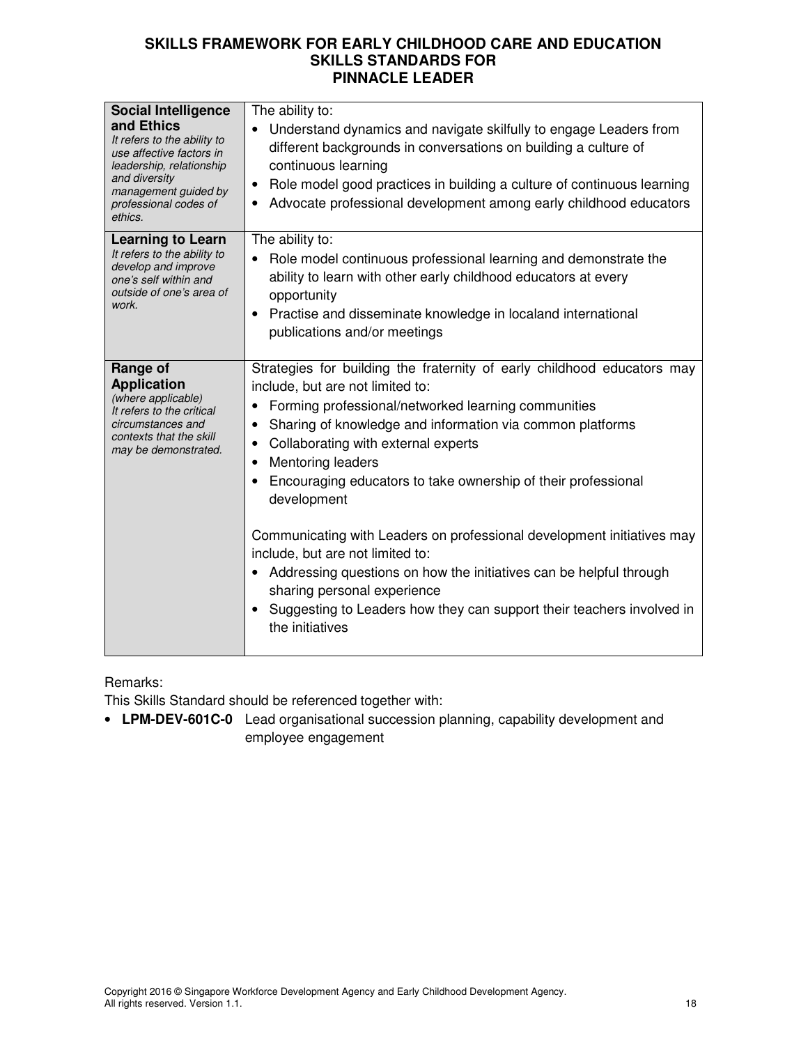| | |
|---|---|
| **Social Intelligence and Ethics**<br>*It refers to the ability to use affective factors in leadership, relationship and diversity management guided by professional codes of ethics.* | The ability to:<br>• Understand dynamics and navigate skilfully to engage Leaders from different backgrounds in conversations on building a culture of continuous learning<br>• Role model good practices in building a culture of continuous learning<br>• Advocate professional development among early childhood educators |
| **Learning to Learn**<br>*It refers to the ability to develop and improve one's self within and outside of one's area of work.* | The ability to:<br>• Role model continuous professional learning and demonstrate the ability to learn with other early childhood educators at every opportunity<br>• Practise and disseminate knowledge in localand international publications and/or meetings |
| **Range of Application**<br>*(where applicable)*<br>*It refers to the critical circumstances and contexts that the skill may be demonstrated.* | Strategies for building the fraternity of early childhood educators may include, but are not limited to:<br>• Forming professional/networked learning communities<br>• Sharing of knowledge and information via common platforms<br>• Collaborating with external experts<br>• Mentoring leaders<br>• Encouraging educators to take ownership of their professional development<br><br>Communicating with Leaders on professional development initiatives may include, but are not limited to:<br>• Addressing questions on how the initiatives can be helpful through sharing personal experience<br>• Suggesting to Leaders how they can support their teachers involved in the initiatives |

Remarks:

This Skills Standard should be referenced together with:

- **LPM-DEV-601C-0** Lead organisational succession planning, capability development and employee engagement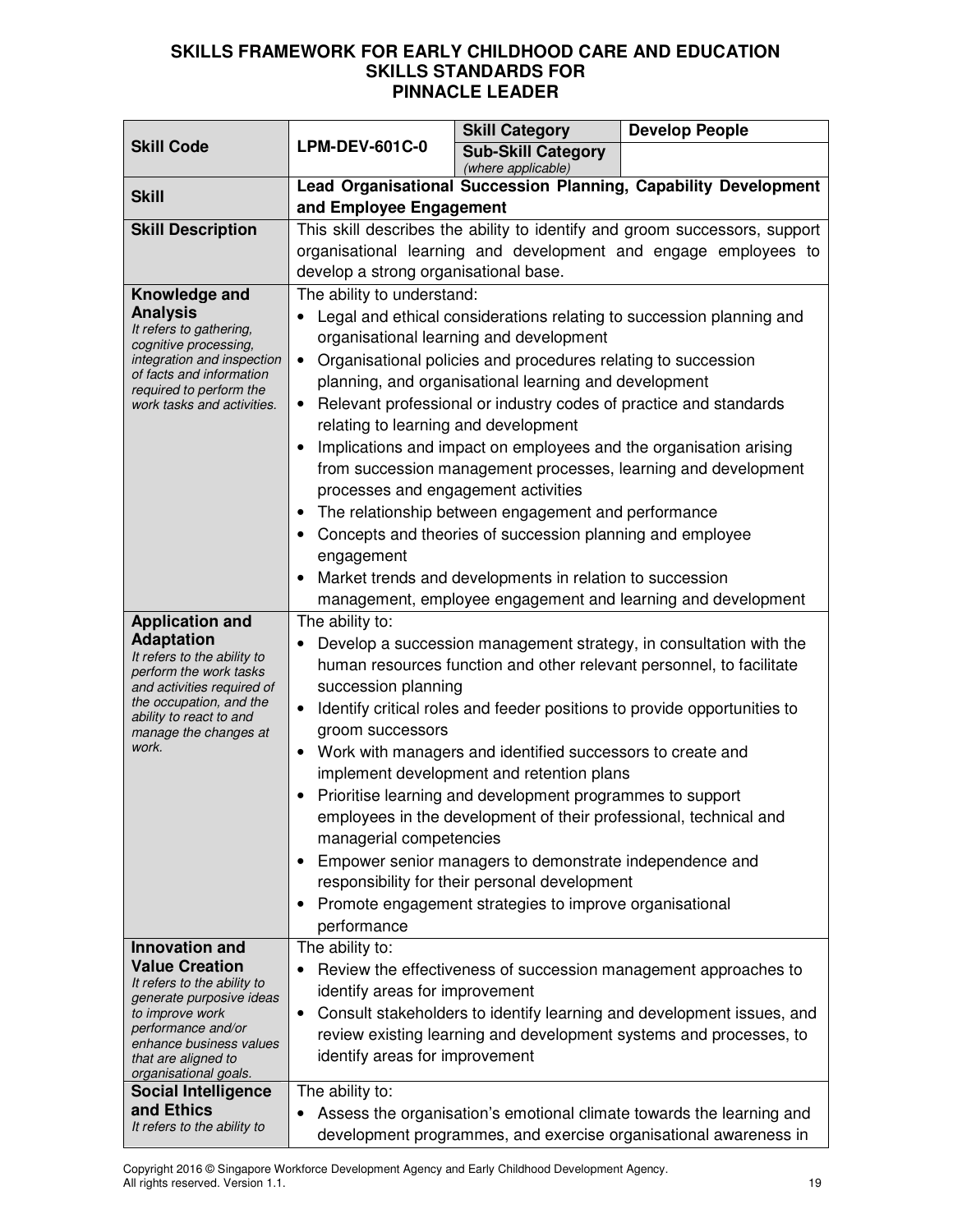**SKILLS FRAMEWORK FOR EARLY CHILDHOOD CARE AND EDUCATION**
**SKILLS STANDARDS FOR**
**PINNACLE LEADER**

| **Skill Code** | **LPM-DEV-601C-0** | **Skill Category** | **Develop People** |
|---|---|---|---|
| | | **Sub-Skill Category** *(where applicable)* | |
| **Skill** | **Lead Organisational Succession Planning, Capability Development and Employee Engagement** | | |
| **Skill Description** | This skill describes the ability to identify and groom successors, support organisational learning and development and engage employees to develop a strong organisational base. | | |
| **Knowledge and Analysis** *It refers to gathering, cognitive processing, integration and inspection of facts and information required to perform the work tasks and activities.* | The ability to understand:<br>• Legal and ethical considerations relating to succession planning and organisational learning and development<br>• Organisational policies and procedures relating to succession planning, and organisational learning and development<br>• Relevant professional or industry codes of practice and standards relating to learning and development<br>• Implications and impact on employees and the organisation arising from succession management processes, learning and development processes and engagement activities<br>• The relationship between engagement and performance<br>• Concepts and theories of succession planning and employee engagement<br>• Market trends and developments in relation to succession management, employee engagement and learning and development | | |
| **Application and Adaptation** *It refers to the ability to perform the work tasks and activities required of the occupation, and the ability to react to and manage the changes at work.* | The ability to:<br>• Develop a succession management strategy, in consultation with the human resources function and other relevant personnel, to facilitate succession planning<br>• Identify critical roles and feeder positions to provide opportunities to groom successors<br>• Work with managers and identified successors to create and implement development and retention plans<br>• Prioritise learning and development programmes to support employees in the development of their professional, technical and managerial competencies<br>• Empower senior managers to demonstrate independence and responsibility for their personal development<br>• Promote engagement strategies to improve organisational performance | | |
| **Innovation and Value Creation** *It refers to the ability to generate purposive ideas to improve work performance and/or enhance business values that are aligned to organisational goals.* | The ability to:<br>• Review the effectiveness of succession management approaches to identify areas for improvement<br>• Consult stakeholders to identify learning and development issues, and review existing learning and development systems and processes, to identify areas for improvement | | |
| **Social Intelligence and Ethics** *It refers to the ability to* | The ability to:<br>• Assess the organisation's emotional climate towards the learning and development programmes, and exercise organisational awareness in | | |

Copyright 2016 © Singapore Workforce Development Agency and Early Childhood Development Agency. All rights reserved. Version 1.1.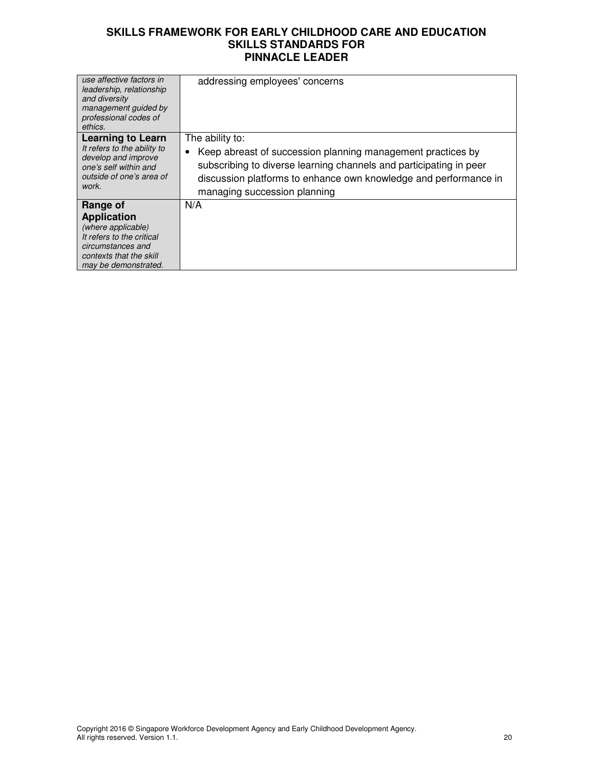| | |
|---|---|
| *use affective factors in leadership, relationship and diversity management guided by professional codes of ethics.* | addressing employees' concerns |
| **Learning to Learn** *It refers to the ability to develop and improve one's self within and outside of one's area of work.* | The ability to: • Keep abreast of succession planning management practices by subscribing to diverse learning channels and participating in peer discussion platforms to enhance own knowledge and performance in managing succession planning |
| **Range of Application** *(where applicable) It refers to the critical circumstances and contexts that the skill may be demonstrated.* | N/A |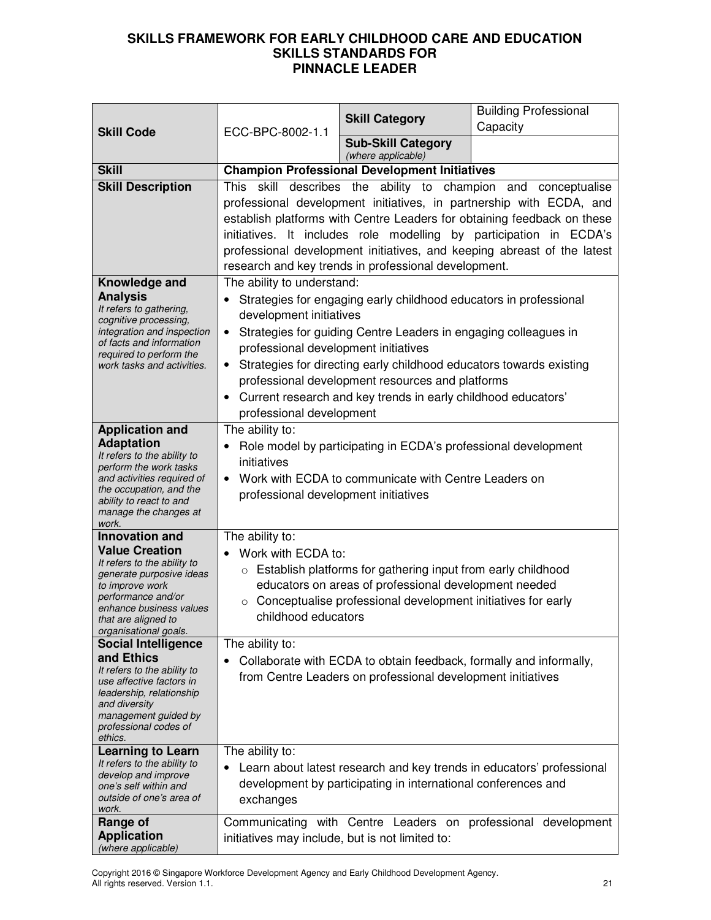**SKILLS FRAMEWORK FOR EARLY CHILDHOOD CARE AND EDUCATION**
**SKILLS STANDARDS FOR**
**PINNACLE LEADER**

| **Skill Code** | ECC-BPC-8002-1.1 | **Skill Category** | Building Professional Capacity |
|---|---|---|---|
| | | **Sub-Skill Category** *(where applicable)* | |
| **Skill** | **Champion Professional Development Initiatives** | | |
| **Skill Description** | This skill describes the ability to champion and conceptualise professional development initiatives, in partnership with ECDA, and establish platforms with Centre Leaders for obtaining feedback on these initiatives. It includes role modelling by participation in ECDA's professional development initiatives, and keeping abreast of the latest research and key trends in professional development. | | |
| **Knowledge and Analysis** *It refers to gathering, cognitive processing, integration and inspection of facts and information required to perform the work tasks and activities.* | The ability to understand:<br>• Strategies for engaging early childhood educators in professional development initiatives<br>• Strategies for guiding Centre Leaders in engaging colleagues in professional development initiatives<br>• Strategies for directing early childhood educators towards existing professional development resources and platforms<br>• Current research and key trends in early childhood educators' professional development | | |
| **Application and Adaptation** *It refers to the ability to perform the work tasks and activities required of the occupation, and the ability to react to and manage the changes at work.* | The ability to:<br>• Role model by participating in ECDA's professional development initiatives<br>• Work with ECDA to communicate with Centre Leaders on professional development initiatives | | |
| **Innovation and Value Creation** *It refers to the ability to generate purposive ideas to improve work performance and/or enhance business values that are aligned to organisational goals.* | The ability to:<br>• Work with ECDA to:<br>&nbsp;&nbsp;&nbsp;&nbsp;○ Establish platforms for gathering input from early childhood educators on areas of professional development needed<br>&nbsp;&nbsp;&nbsp;&nbsp;○ Conceptualise professional development initiatives for early childhood educators | | |
| **Social Intelligence and Ethics** *It refers to the ability to use affective factors in leadership, relationship and diversity management guided by professional codes of ethics.* | The ability to:<br>• Collaborate with ECDA to obtain feedback, formally and informally, from Centre Leaders on professional development initiatives | | |
| **Learning to Learn** *It refers to the ability to develop and improve one's self within and outside of one's area of work.* | The ability to:<br>• Learn about latest research and key trends in educators' professional development by participating in international conferences and exchanges | | |
| **Range of Application** *(where applicable)* | Communicating with Centre Leaders on professional development initiatives may include, but is not limited to: | | |

Copyright 2016 © Singapore Workforce Development Agency and Early Childhood Development Agency. All rights reserved. Version 1.1.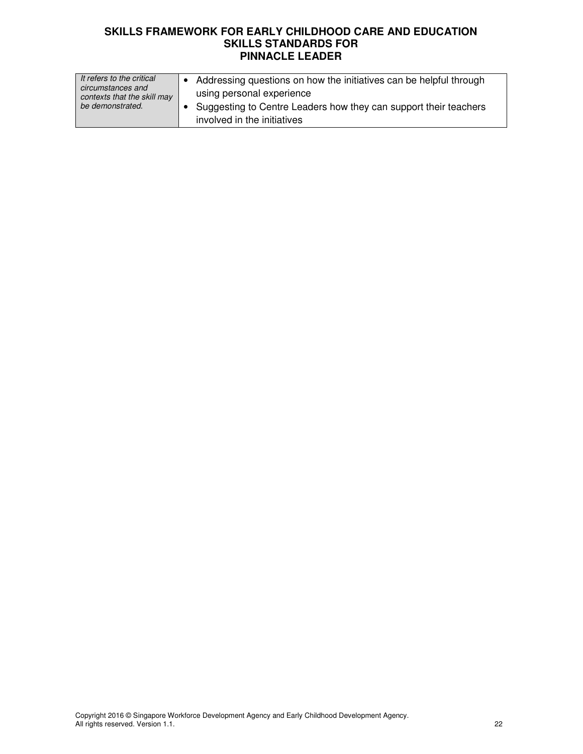| | |
|---|---|
| *It refers to the critical circumstances and contexts that the skill may be demonstrated.* | • Addressing questions on how the initiatives can be helpful through using personal experience<br>• Suggesting to Centre Leaders how they can support their teachers involved in the initiatives |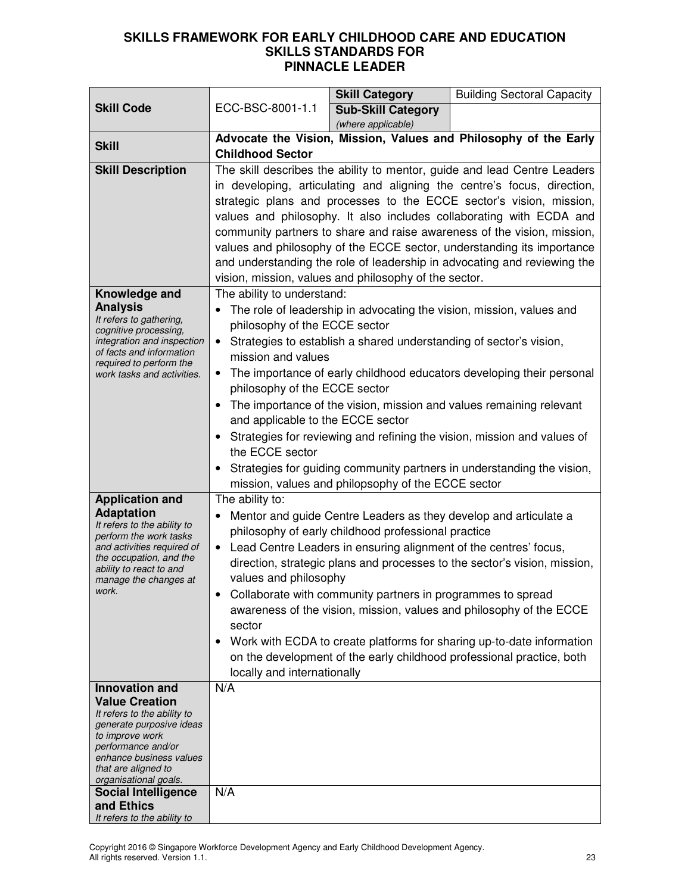**SKILLS FRAMEWORK FOR EARLY CHILDHOOD CARE AND EDUCATION**
**SKILLS STANDARDS FOR**
**PINNACLE LEADER**

| **Skill Code** | ECC-BSC-8001-1.1 | **Skill Category** | Building Sectoral Capacity |
|---|---|---|---|
| | | **Sub-Skill Category** *(where applicable)* | |
| **Skill** | **Advocate the Vision, Mission, Values and Philosophy of the Early Childhood Sector** | | |
| **Skill Description** | The skill describes the ability to mentor, guide and lead Centre Leaders in developing, articulating and aligning the centre's focus, direction, strategic plans and processes to the ECCE sector's vision, mission, values and philosophy. It also includes collaborating with ECDA and community partners to share and raise awareness of the vision, mission, values and philosophy of the ECCE sector, understanding its importance and understanding the role of leadership in advocating and reviewing the vision, mission, values and philosophy of the sector. | | |
| **Knowledge and Analysis** *It refers to gathering, cognitive processing, integration and inspection of facts and information required to perform the work tasks and activities.* | The ability to understand:<br>• The role of leadership in advocating the vision, mission, values and philosophy of the ECCE sector<br>• Strategies to establish a shared understanding of sector's vision, mission and values<br>• The importance of early childhood educators developing their personal philosophy of the ECCE sector<br>• The importance of the vision, mission and values remaining relevant and applicable to the ECCE sector<br>• Strategies for reviewing and refining the vision, mission and values of the ECCE sector<br>• Strategies for guiding community partners in understanding the vision, mission, values and philopsophy of the ECCE sector | | |
| **Application and Adaptation** *It refers to the ability to perform the work tasks and activities required of the occupation, and the ability to react to and manage the changes at work.* | The ability to:<br>• Mentor and guide Centre Leaders as they develop and articulate a philosophy of early childhood professional practice<br>• Lead Centre Leaders in ensuring alignment of the centres' focus, direction, strategic plans and processes to the sector's vision, mission, values and philosophy<br>• Collaborate with community partners in programmes to spread awareness of the vision, mission, values and philosophy of the ECCE sector<br>• Work with ECDA to create platforms for sharing up-to-date information on the development of the early childhood professional practice, both locally and internationally | | |
| **Innovation and Value Creation** *It refers to the ability to generate purposive ideas to improve work performance and/or enhance business values that are aligned to organisational goals.* | N/A | | |
| **Social Intelligence and Ethics** *It refers to the ability to* | N/A | | |

Copyright 2016 © Singapore Workforce Development Agency and Early Childhood Development Agency. All rights reserved. Version 1.1.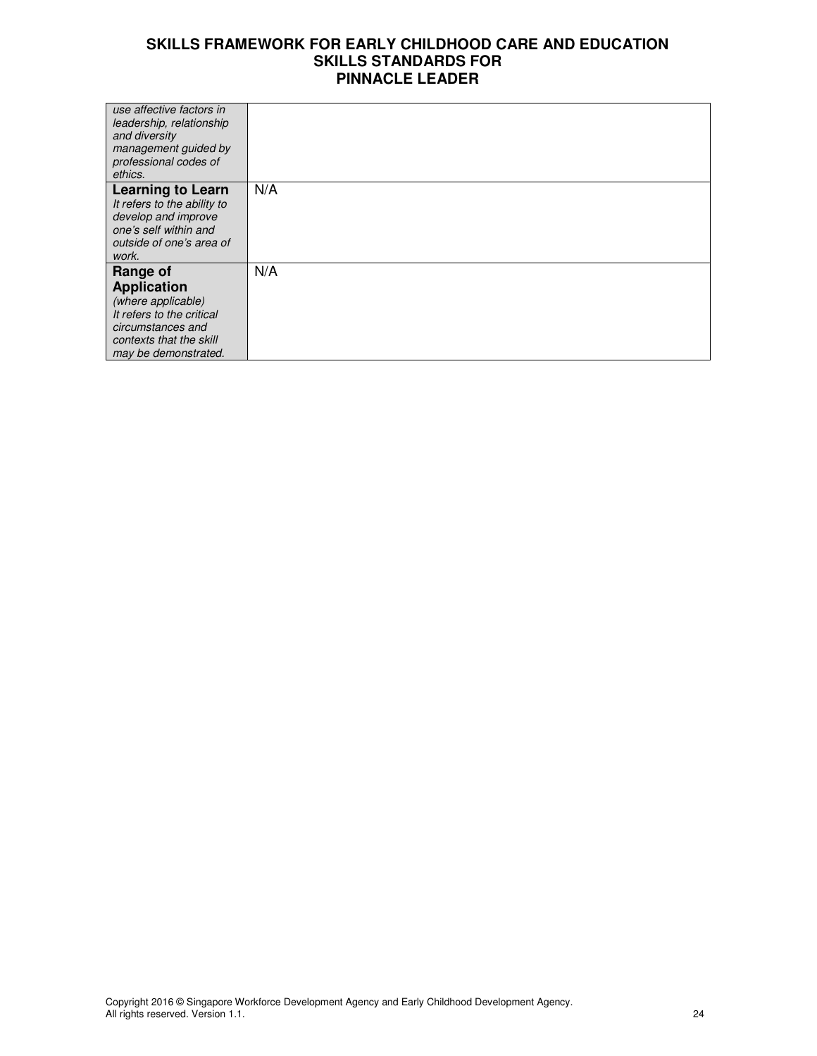| | |
|---|---|
| *use affective factors in leadership, relationship and diversity management guided by professional codes of ethics.* | |
| **Learning to Learn** *It refers to the ability to develop and improve one's self within and outside of one's area of work.* | N/A |
| **Range of Application** *(where applicable) It refers to the critical circumstances and contexts that the skill may be demonstrated.* | N/A |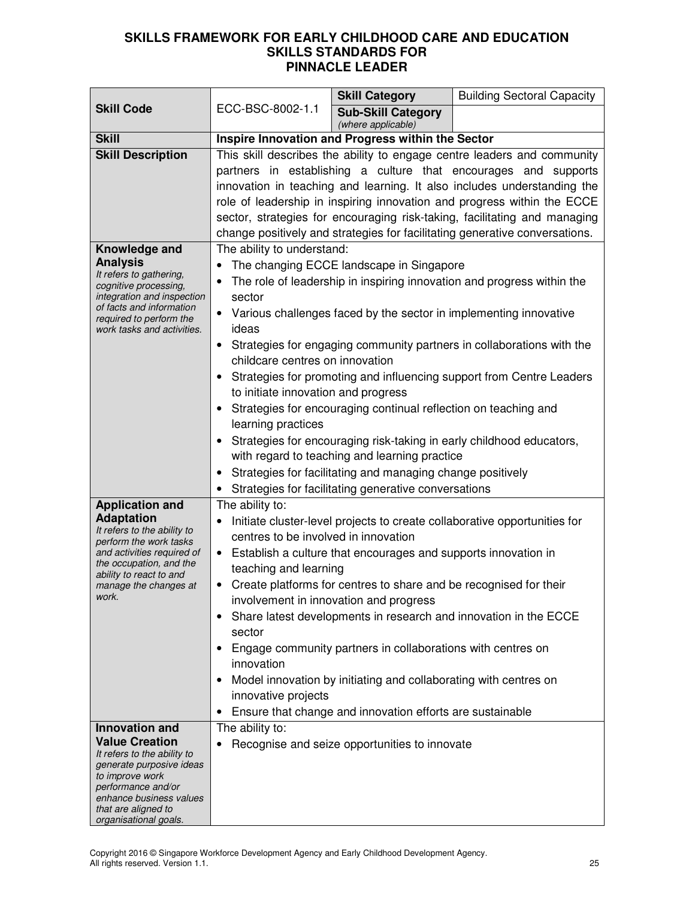# SKILLS FRAMEWORK FOR EARLY CHILDHOOD CARE AND EDUCATION
## SKILLS STANDARDS FOR
## PINNACLE LEADER

| | | | |
|---|---|---|---|
| **Skill Code** | ECC-BSC-8002-1.1 | **Skill Category** | Building Sectoral Capacity |
| | | **Sub-Skill Category** *(where applicable)* | |
| **Skill** | **Inspire Innovation and Progress within the Sector** | | |
| **Skill Description** | This skill describes the ability to engage centre leaders and community partners in establishing a culture that encourages and supports innovation in teaching and learning. It also includes understanding the role of leadership in inspiring innovation and progress within the ECCE sector, strategies for encouraging risk-taking, facilitating and managing change positively and strategies for facilitating generative conversations. | | |
| **Knowledge and Analysis** *It refers to gathering, cognitive processing, integration and inspection of facts and information required to perform the work tasks and activities.* | The ability to understand:<br>• The changing ECCE landscape in Singapore<br>• The role of leadership in inspiring innovation and progress within the sector<br>• Various challenges faced by the sector in implementing innovative ideas<br>• Strategies for engaging community partners in collaborations with the childcare centres on innovation<br>• Strategies for promoting and influencing support from Centre Leaders to initiate innovation and progress<br>• Strategies for encouraging continual reflection on teaching and learning practices<br>• Strategies for encouraging risk-taking in early childhood educators, with regard to teaching and learning practice<br>• Strategies for facilitating and managing change positively<br>• Strategies for facilitating generative conversations | | |
| **Application and Adaptation** *It refers to the ability to perform the work tasks and activities required of the occupation, and the ability to react to and manage the changes at work.* | The ability to:<br>• Initiate cluster-level projects to create collaborative opportunities for centres to be involved in innovation<br>• Establish a culture that encourages and supports innovation in teaching and learning<br>• Create platforms for centres to share and be recognised for their involvement in innovation and progress<br>• Share latest developments in research and innovation in the ECCE sector<br>• Engage community partners in collaborations with centres on innovation<br>• Model innovation by initiating and collaborating with centres on innovative projects<br>• Ensure that change and innovation efforts are sustainable | | |
| **Innovation and Value Creation** *It refers to the ability to generate purposive ideas to improve work performance and/or enhance business values that are aligned to organisational goals.* | The ability to:<br>• Recognise and seize opportunities to innovate | | |

Copyright 2016 © Singapore Workforce Development Agency and Early Childhood Development Agency. All rights reserved. Version 1.1.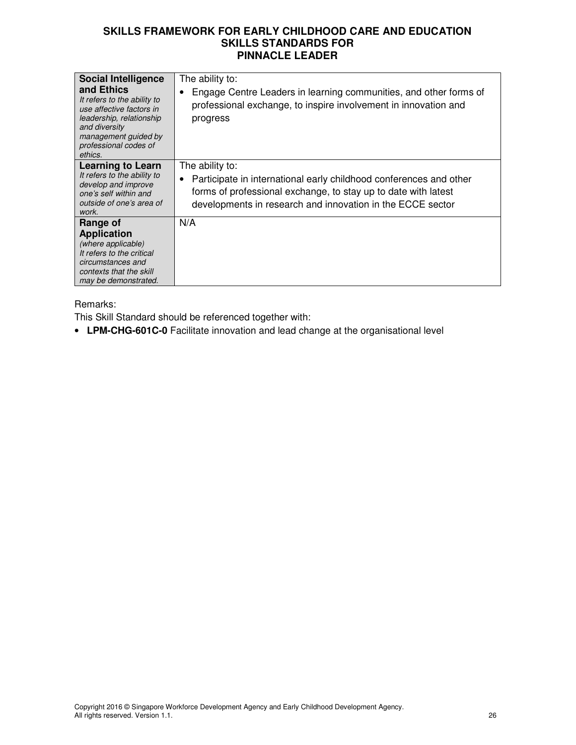| | |
|---|---|
| **Social Intelligence and Ethics**<br>*It refers to the ability to use affective factors in leadership, relationship and diversity management guided by professional codes of ethics.* | The ability to:<br>• Engage Centre Leaders in learning communities, and other forms of professional exchange, to inspire involvement in innovation and progress |
| **Learning to Learn**<br>*It refers to the ability to develop and improve one's self within and outside of one's area of work.* | The ability to:<br>• Participate in international early childhood conferences and other forms of professional exchange, to stay up to date with latest developments in research and innovation in the ECCE sector |
| **Range of Application**<br>*(where applicable)*<br>*It refers to the critical circumstances and contexts that the skill may be demonstrated.* | N/A |

Remarks:

This Skill Standard should be referenced together with:

- **LPM-CHG-601C-0** Facilitate innovation and lead change at the organisational level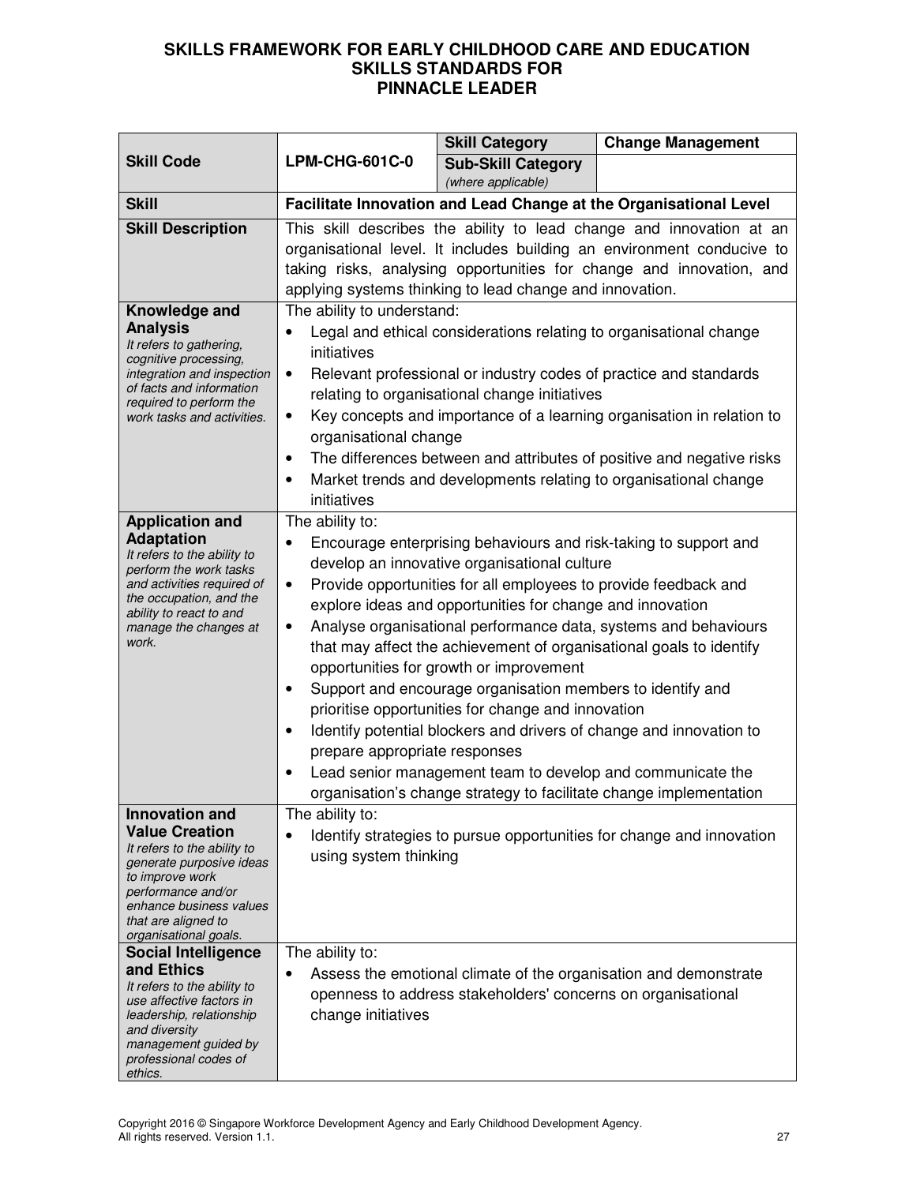# SKILLS FRAMEWORK FOR EARLY CHILDHOOD CARE AND EDUCATION
## SKILLS STANDARDS FOR
## PINNACLE LEADER

| Skill Code | LPM-CHG-601C-0 | Skill Category | Change Management |
|---|---|---|---|
| | | Sub-Skill Category *(where applicable)* | |
| **Skill** | **Facilitate Innovation and Lead Change at the Organisational Level** | | |
| **Skill Description** | This skill describes the ability to lead change and innovation at an organisational level. It includes building an environment conducive to taking risks, analysing opportunities for change and innovation, and applying systems thinking to lead change and innovation. | | |
| **Knowledge and Analysis** *It refers to gathering, cognitive processing, integration and inspection of facts and information required to perform the work tasks and activities.* | The ability to understand:<br>• Legal and ethical considerations relating to organisational change initiatives<br>• Relevant professional or industry codes of practice and standards relating to organisational change initiatives<br>• Key concepts and importance of a learning organisation in relation to organisational change<br>• The differences between and attributes of positive and negative risks<br>• Market trends and developments relating to organisational change initiatives | | |
| **Application and Adaptation** *It refers to the ability to perform the work tasks and activities required of the occupation, and the ability to react to and manage the changes at work.* | The ability to:<br>• Encourage enterprising behaviours and risk-taking to support and develop an innovative organisational culture<br>• Provide opportunities for all employees to provide feedback and explore ideas and opportunities for change and innovation<br>• Analyse organisational performance data, systems and behaviours that may affect the achievement of organisational goals to identify opportunities for growth or improvement<br>• Support and encourage organisation members to identify and prioritise opportunities for change and innovation<br>• Identify potential blockers and drivers of change and innovation to prepare appropriate responses<br>• Lead senior management team to develop and communicate the organisation's change strategy to facilitate change implementation | | |
| **Innovation and Value Creation** *It refers to the ability to generate purposive ideas to improve work performance and/or enhance business values that are aligned to organisational goals.* | The ability to:<br>• Identify strategies to pursue opportunities for change and innovation using system thinking | | |
| **Social Intelligence and Ethics** *It refers to the ability to use affective factors in leadership, relationship and diversity management guided by professional codes of ethics.* | The ability to:<br>• Assess the emotional climate of the organisation and demonstrate openness to address stakeholders' concerns on organisational change initiatives | | |

Copyright 2016 © Singapore Workforce Development Agency and Early Childhood Development Agency. All rights reserved. Version 1.1.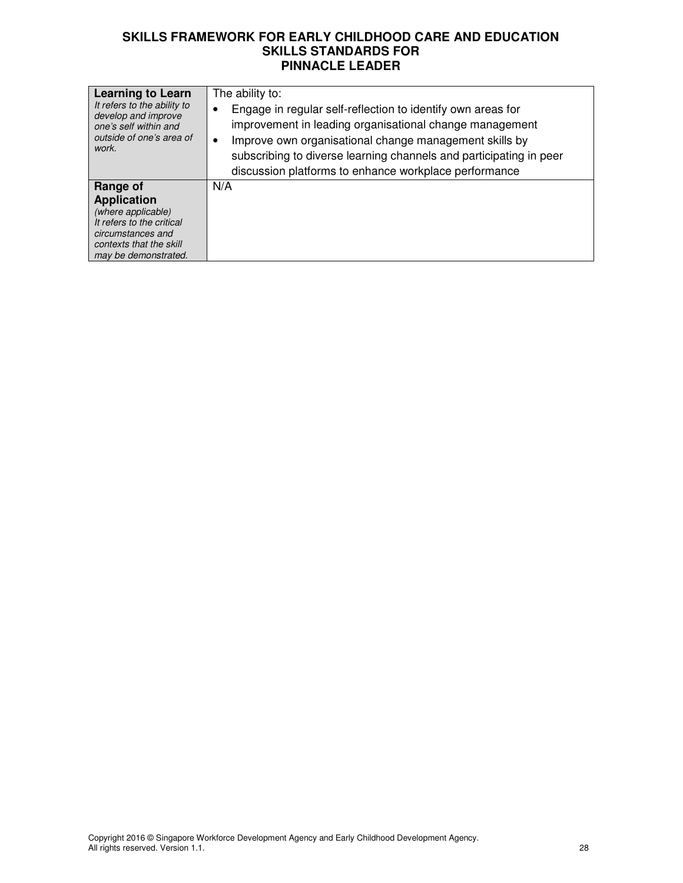| **Learning to Learn**<br>*It refers to the ability to develop and improve one's self within and outside of one's area of work.* | The ability to:<br>• Engage in regular self-reflection to identify own areas for improvement in leading organisational change management<br>• Improve own organisational change management skills by subscribing to diverse learning channels and participating in peer discussion platforms to enhance workplace performance |
|---|---|
| **Range of Application**<br>*(where applicable)*<br>*It refers to the critical circumstances and contexts that the skill may be demonstrated.* | N/A |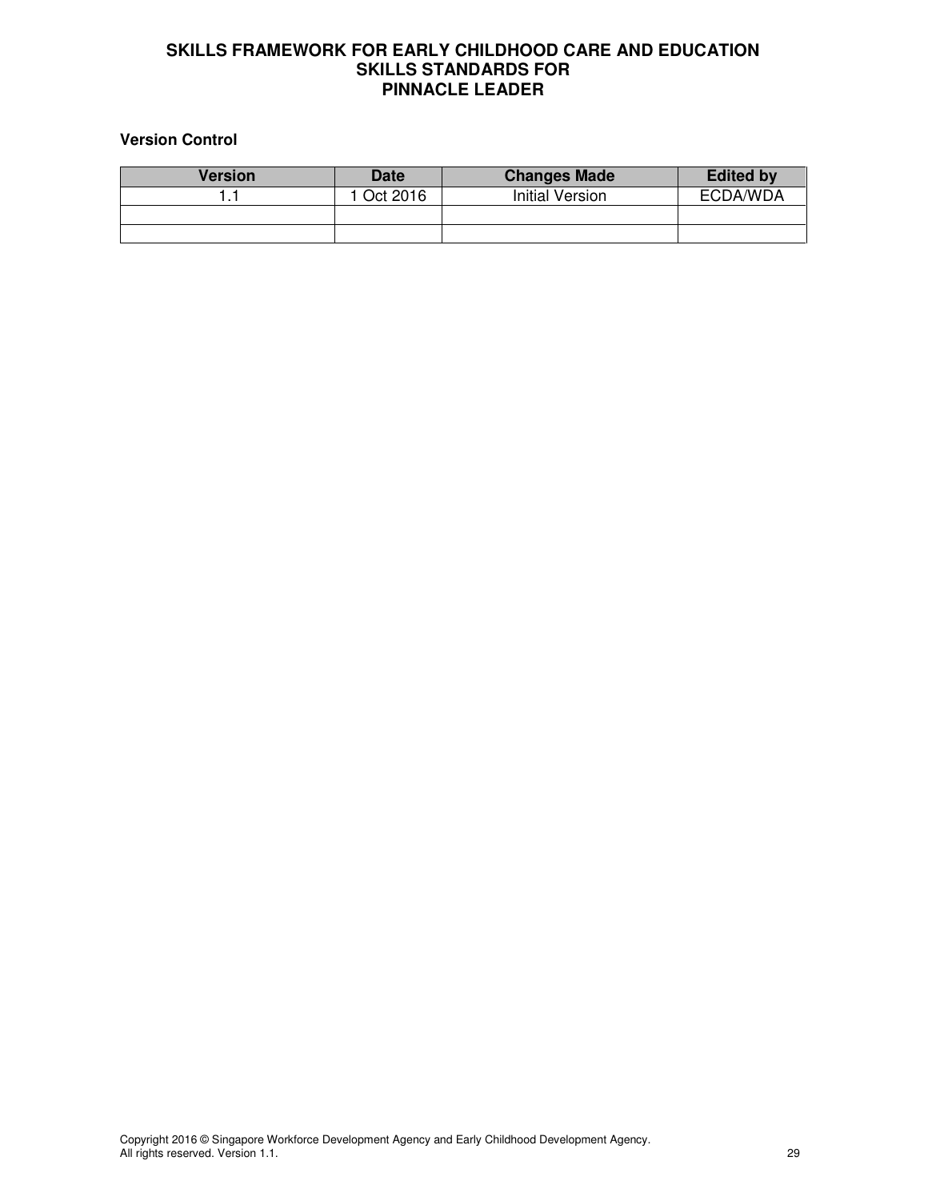# SKILLS FRAMEWORK FOR EARLY CHILDHOOD CARE AND EDUCATION
## SKILLS STANDARDS FOR
## PINNACLE LEADER

**Version Control**

| Version | Date | Changes Made | Edited by |
|---|---|---|---|
| 1.1 | 1 Oct 2016 | Initial Version | ECDA/WDA |
| | | | |
| | | | |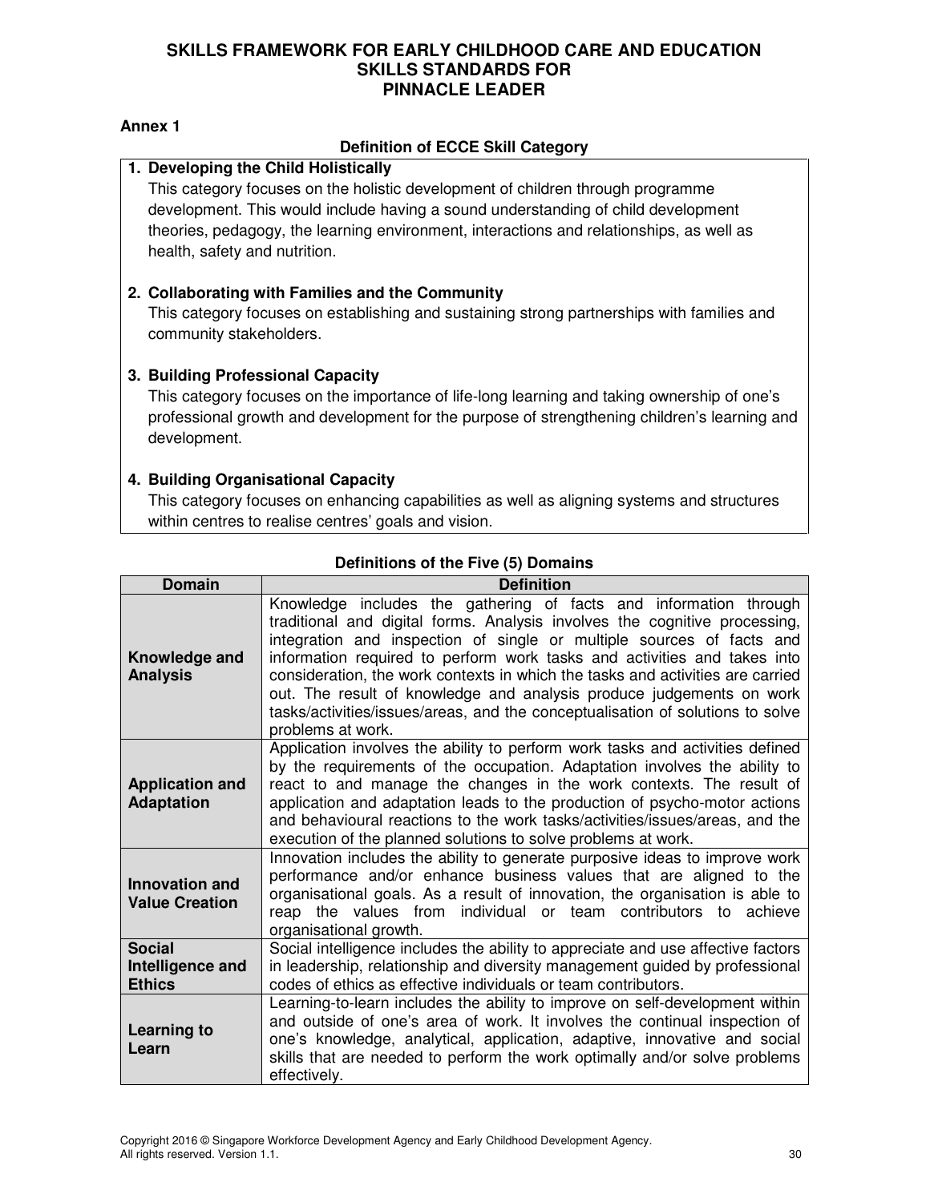**Annex 1**

### Definition of ECCE Skill Category

**1. Developing the Child Holistically**

This category focuses on the holistic development of children through programme development. This would include having a sound understanding of child development theories, pedagogy, the learning environment, interactions and relationships, as well as health, safety and nutrition.

**2. Collaborating with Families and the Community**

This category focuses on establishing and sustaining strong partnerships with families and community stakeholders.

**3. Building Professional Capacity**

This category focuses on the importance of life-long learning and taking ownership of one's professional growth and development for the purpose of strengthening children's learning and development.

**4. Building Organisational Capacity**

This category focuses on enhancing capabilities as well as aligning systems and structures within centres to realise centres' goals and vision.

### Definitions of the Five (5) Domains

| Domain | Definition |
|---|---|
| **Knowledge and Analysis** | Knowledge includes the gathering of facts and information through traditional and digital forms. Analysis involves the cognitive processing, integration and inspection of single or multiple sources of facts and information required to perform work tasks and activities and takes into consideration, the work contexts in which the tasks and activities are carried out. The result of knowledge and analysis produce judgements on work tasks/activities/issues/areas, and the conceptualisation of solutions to solve problems at work. |
| **Application and Adaptation** | Application involves the ability to perform work tasks and activities defined by the requirements of the occupation. Adaptation involves the ability to react to and manage the changes in the work contexts. The result of application and adaptation leads to the production of psycho-motor actions and behavioural reactions to the work tasks/activities/issues/areas, and the execution of the planned solutions to solve problems at work. |
| **Innovation and Value Creation** | Innovation includes the ability to generate purposive ideas to improve work performance and/or enhance business values that are aligned to the organisational goals. As a result of innovation, the organisation is able to reap the values from individual or team contributors to achieve organisational growth. |
| **Social Intelligence and Ethics** | Social intelligence includes the ability to appreciate and use affective factors in leadership, relationship and diversity management guided by professional codes of ethics as effective individuals or team contributors. |
| **Learning to Learn** | Learning-to-learn includes the ability to improve on self-development within and outside of one's area of work. It involves the continual inspection of one's knowledge, analytical, application, adaptive, innovative and social skills that are needed to perform the work optimally and/or solve problems effectively. |